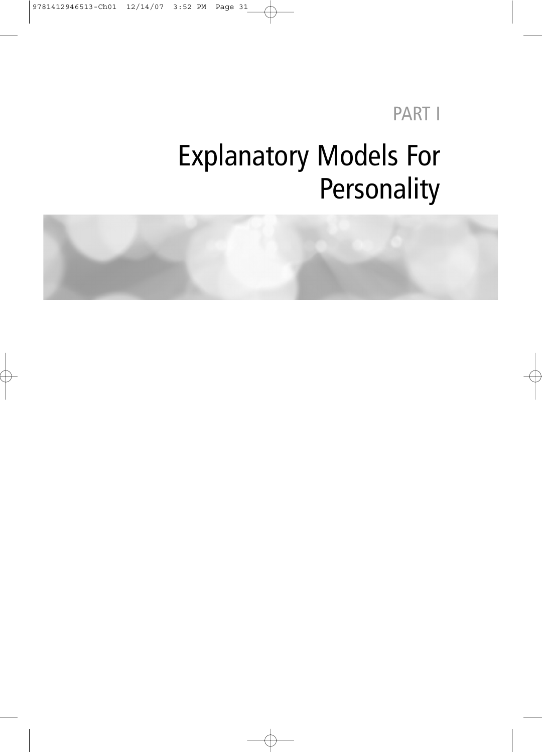PART I

# Explanatory Models For Personality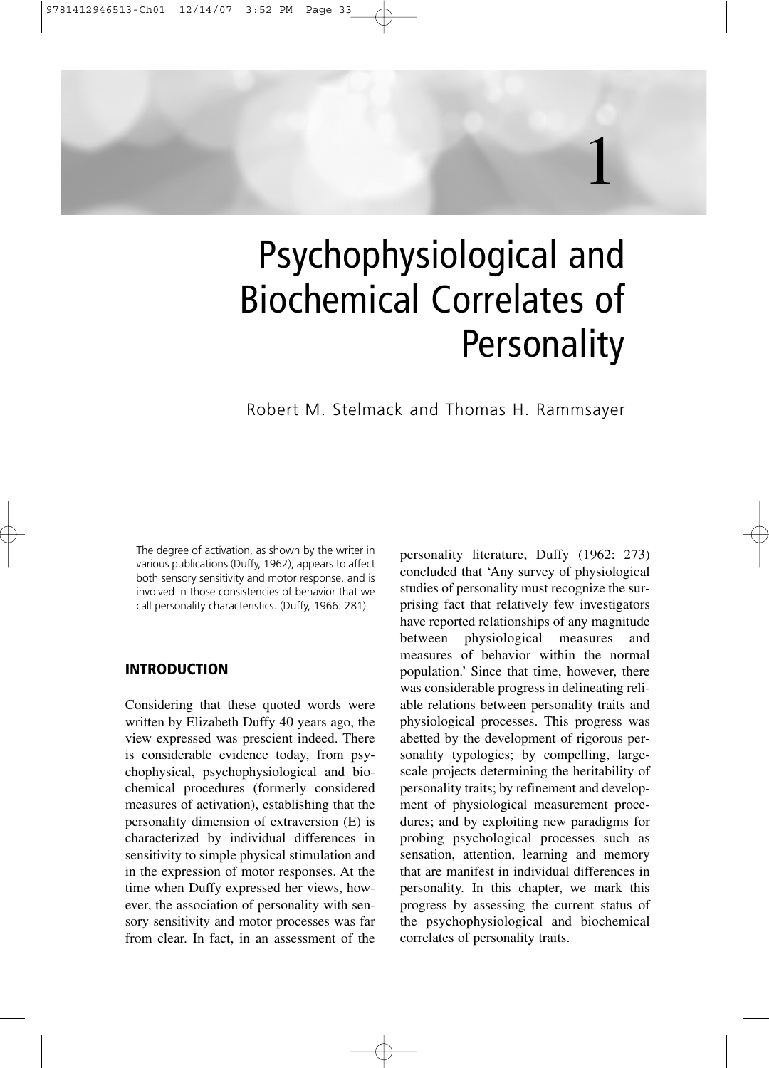# 1

# Psychophysiological and Biochemical Correlates of Personality

Robert M. Stelmack and Thomas H. Rammsayer

> The degree of activation, as shown by the writer in various publications (Duffy, 1962), appears to affect both sensory sensitivity and motor response, and is involved in those consistencies of behavior that we call personality characteristics. (Duffy, 1966: 281)

## INTRODUCTION

Considering that these quoted words were written by Elizabeth Duffy 40 years ago, the view expressed was prescient indeed. There is considerable evidence today, from psychophysical, psychophysiological and biochemical procedures (formerly considered measures of activation), establishing that the personality dimension of extraversion (E) is characterized by individual differences in sensitivity to simple physical stimulation and in the expression of motor responses. At the time when Duffy expressed her views, however, the association of personality with sensory sensitivity and motor processes was far from clear. In fact, in an assessment of the personality literature, Duffy (1962: 273) concluded that 'Any survey of physiological studies of personality must recognize the surprising fact that relatively few investigators have reported relationships of any magnitude between physiological measures and measures of behavior within the normal population.' Since that time, however, there was considerable progress in delineating reliable relations between personality traits and physiological processes. This progress was abetted by the development of rigorous personality typologies; by compelling, large-scale projects determining the heritability of personality traits; by refinement and development of physiological measurement procedures; and by exploiting new paradigms for probing psychological processes such as sensation, attention, learning and memory that are manifest in individual differences in personality. In this chapter, we mark this progress by assessing the current status of the psychophysiological and biochemical correlates of personality traits.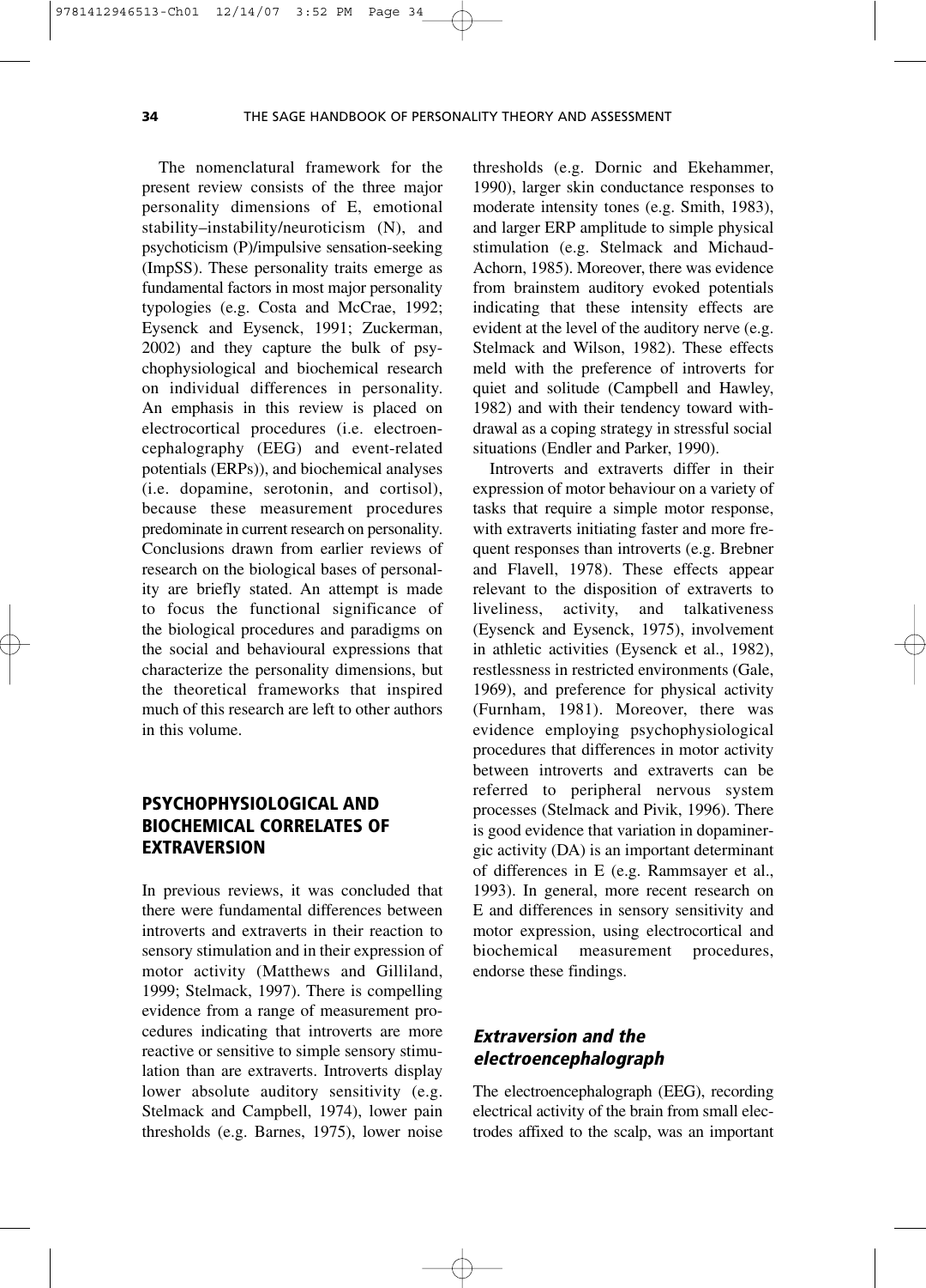The nomenclatural framework for the present review consists of the three major personality dimensions of E, emotional stability–instability/neuroticism (N), and psychoticism (P)/impulsive sensation-seeking (ImpSS). These personality traits emerge as fundamental factors in most major personality typologies (e.g. Costa and McCrae, 1992; Eysenck and Eysenck, 1991; Zuckerman, 2002) and they capture the bulk of psychophysiological and biochemical research on individual differences in personality. An emphasis in this review is placed on electrocortical procedures (i.e. electroencephalography (EEG) and event-related potentials (ERPs)), and biochemical analyses (i.e. dopamine, serotonin, and cortisol), because these measurement procedures predominate in current research on personality. Conclusions drawn from earlier reviews of research on the biological bases of personality are briefly stated. An attempt is made to focus the functional significance of the biological procedures and paradigms on the social and behavioural expressions that characterize the personality dimensions, but the theoretical frameworks that inspired much of this research are left to other authors in this volume.

## PSYCHOPHYSIOLOGICAL AND BIOCHEMICAL CORRELATES OF EXTRAVERSION

In previous reviews, it was concluded that there were fundamental differences between introverts and extraverts in their reaction to sensory stimulation and in their expression of motor activity (Matthews and Gilliland, 1999; Stelmack, 1997). There is compelling evidence from a range of measurement procedures indicating that introverts are more reactive or sensitive to simple sensory stimulation than are extraverts. Introverts display lower absolute auditory sensitivity (e.g. Stelmack and Campbell, 1974), lower pain thresholds (e.g. Barnes, 1975), lower noise thresholds (e.g. Dornic and Ekehammer, 1990), larger skin conductance responses to moderate intensity tones (e.g. Smith, 1983), and larger ERP amplitude to simple physical stimulation (e.g. Stelmack and Michaud-Achorn, 1985). Moreover, there was evidence from brainstem auditory evoked potentials indicating that these intensity effects are evident at the level of the auditory nerve (e.g. Stelmack and Wilson, 1982). These effects meld with the preference of introverts for quiet and solitude (Campbell and Hawley, 1982) and with their tendency toward withdrawal as a coping strategy in stressful social situations (Endler and Parker, 1990).

Introverts and extraverts differ in their expression of motor behaviour on a variety of tasks that require a simple motor response, with extraverts initiating faster and more frequent responses than introverts (e.g. Brebner and Flavell, 1978). These effects appear relevant to the disposition of extraverts to liveliness, activity, and talkativeness (Eysenck and Eysenck, 1975), involvement in athletic activities (Eysenck et al., 1982), restlessness in restricted environments (Gale, 1969), and preference for physical activity (Furnham, 1981). Moreover, there was evidence employing psychophysiological procedures that differences in motor activity between introverts and extraverts can be referred to peripheral nervous system processes (Stelmack and Pivik, 1996). There is good evidence that variation in dopaminergic activity (DA) is an important determinant of differences in E (e.g. Rammsayer et al., 1993). In general, more recent research on E and differences in sensory sensitivity and motor expression, using electrocortical and biochemical measurement procedures, endorse these findings.

### *Extraversion and the electroencephalograph*

The electroencephalograph (EEG), recording electrical activity of the brain from small electrodes affixed to the scalp, was an important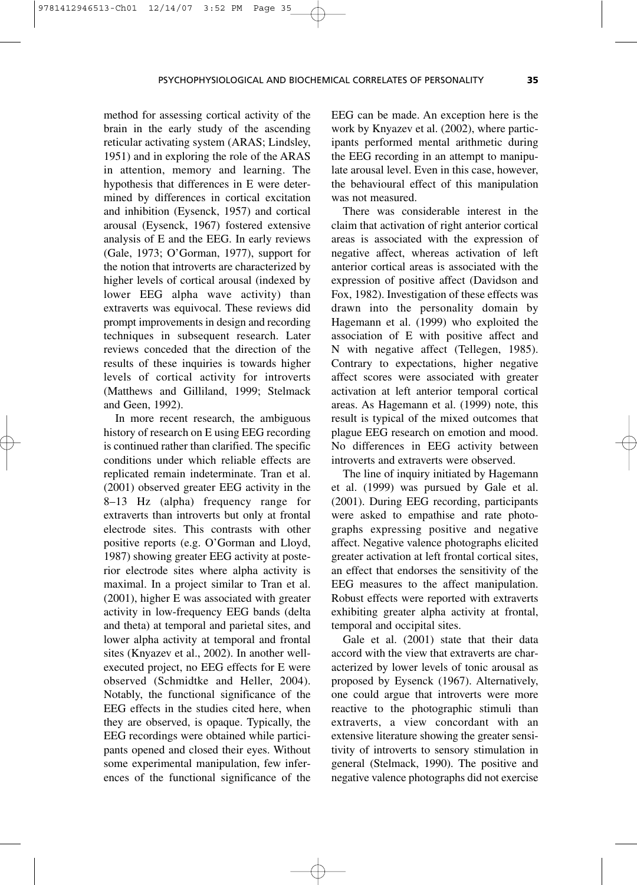method for assessing cortical activity of the brain in the early study of the ascending reticular activating system (ARAS; Lindsley, 1951) and in exploring the role of the ARAS in attention, memory and learning. The hypothesis that differences in E were determined by differences in cortical excitation and inhibition (Eysenck, 1957) and cortical arousal (Eysenck, 1967) fostered extensive analysis of E and the EEG. In early reviews (Gale, 1973; O'Gorman, 1977), support for the notion that introverts are characterized by higher levels of cortical arousal (indexed by lower EEG alpha wave activity) than extraverts was equivocal. These reviews did prompt improvements in design and recording techniques in subsequent research. Later reviews conceded that the direction of the results of these inquiries is towards higher levels of cortical activity for introverts (Matthews and Gilliland, 1999; Stelmack and Geen, 1992).

In more recent research, the ambiguous history of research on E using EEG recording is continued rather than clarified. The specific conditions under which reliable effects are replicated remain indeterminate. Tran et al. (2001) observed greater EEG activity in the 8–13 Hz (alpha) frequency range for extraverts than introverts but only at frontal electrode sites. This contrasts with other positive reports (e.g. O'Gorman and Lloyd, 1987) showing greater EEG activity at posterior electrode sites where alpha activity is maximal. In a project similar to Tran et al. (2001), higher E was associated with greater activity in low-frequency EEG bands (delta and theta) at temporal and parietal sites, and lower alpha activity at temporal and frontal sites (Knyazev et al., 2002). In another well-executed project, no EEG effects for E were observed (Schmidtke and Heller, 2004). Notably, the functional significance of the EEG effects in the studies cited here, when they are observed, is opaque. Typically, the EEG recordings were obtained while participants opened and closed their eyes. Without some experimental manipulation, few inferences of the functional significance of the EEG can be made. An exception here is the work by Knyazev et al. (2002), where participants performed mental arithmetic during the EEG recording in an attempt to manipulate arousal level. Even in this case, however, the behavioural effect of this manipulation was not measured.

There was considerable interest in the claim that activation of right anterior cortical areas is associated with the expression of negative affect, whereas activation of left anterior cortical areas is associated with the expression of positive affect (Davidson and Fox, 1982). Investigation of these effects was drawn into the personality domain by Hagemann et al. (1999) who exploited the association of E with positive affect and N with negative affect (Tellegen, 1985). Contrary to expectations, higher negative affect scores were associated with greater activation at left anterior temporal cortical areas. As Hagemann et al. (1999) note, this result is typical of the mixed outcomes that plague EEG research on emotion and mood. No differences in EEG activity between introverts and extraverts were observed.

The line of inquiry initiated by Hagemann et al. (1999) was pursued by Gale et al. (2001). During EEG recording, participants were asked to empathise and rate photographs expressing positive and negative affect. Negative valence photographs elicited greater activation at left frontal cortical sites, an effect that endorses the sensitivity of the EEG measures to the affect manipulation. Robust effects were reported with extraverts exhibiting greater alpha activity at frontal, temporal and occipital sites.

Gale et al. (2001) state that their data accord with the view that extraverts are characterized by lower levels of tonic arousal as proposed by Eysenck (1967). Alternatively, one could argue that introverts were more reactive to the photographic stimuli than extraverts, a view concordant with an extensive literature showing the greater sensitivity of introverts to sensory stimulation in general (Stelmack, 1990). The positive and negative valence photographs did not exercise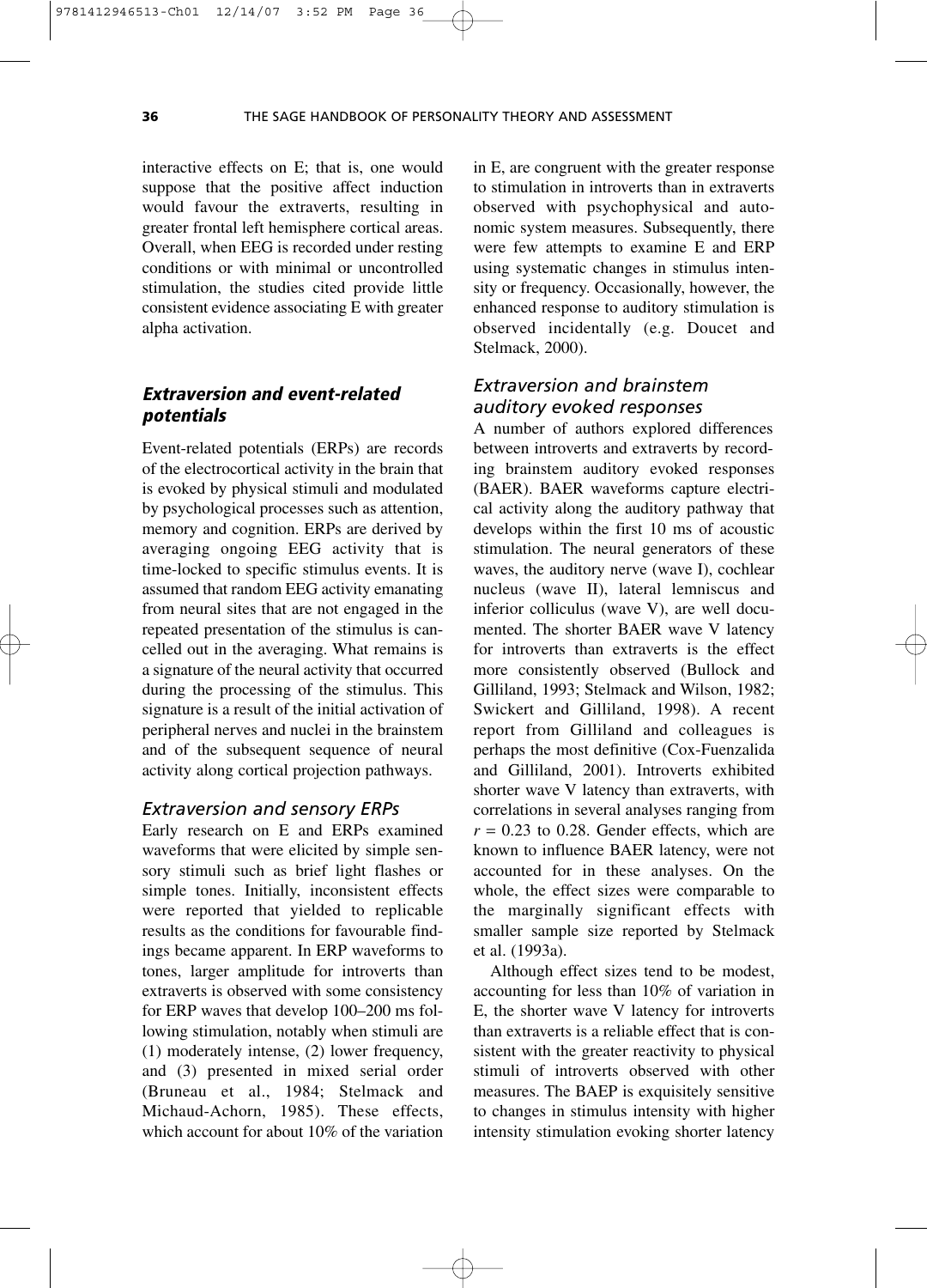interactive effects on E; that is, one would suppose that the positive affect induction would favour the extraverts, resulting in greater frontal left hemisphere cortical areas. Overall, when EEG is recorded under resting conditions or with minimal or uncontrolled stimulation, the studies cited provide little consistent evidence associating E with greater alpha activation.

### *Extraversion and event-related potentials*

Event-related potentials (ERPs) are records of the electrocortical activity in the brain that is evoked by physical stimuli and modulated by psychological processes such as attention, memory and cognition. ERPs are derived by averaging ongoing EEG activity that is time-locked to specific stimulus events. It is assumed that random EEG activity emanating from neural sites that are not engaged in the repeated presentation of the stimulus is cancelled out in the averaging. What remains is a signature of the neural activity that occurred during the processing of the stimulus. This signature is a result of the initial activation of peripheral nerves and nuclei in the brainstem and of the subsequent sequence of neural activity along cortical projection pathways.

#### *Extraversion and sensory ERPs*

Early research on E and ERPs examined waveforms that were elicited by simple sensory stimuli such as brief light flashes or simple tones. Initially, inconsistent effects were reported that yielded to replicable results as the conditions for favourable findings became apparent. In ERP waveforms to tones, larger amplitude for introverts than extraverts is observed with some consistency for ERP waves that develop 100–200 ms following stimulation, notably when stimuli are (1) moderately intense, (2) lower frequency, and (3) presented in mixed serial order (Bruneau et al., 1984; Stelmack and Michaud-Achorn, 1985). These effects, which account for about 10% of the variation in E, are congruent with the greater response to stimulation in introverts than in extraverts observed with psychophysical and autonomic system measures. Subsequently, there were few attempts to examine E and ERP using systematic changes in stimulus intensity or frequency. Occasionally, however, the enhanced response to auditory stimulation is observed incidentally (e.g. Doucet and Stelmack, 2000).

#### *Extraversion and brainstem auditory evoked responses*

A number of authors explored differences between introverts and extraverts by recording brainstem auditory evoked responses (BAER). BAER waveforms capture electrical activity along the auditory pathway that develops within the first 10 ms of acoustic stimulation. The neural generators of these waves, the auditory nerve (wave I), cochlear nucleus (wave II), lateral lemniscus and inferior colliculus (wave V), are well documented. The shorter BAER wave V latency for introverts than extraverts is the effect more consistently observed (Bullock and Gilliland, 1993; Stelmack and Wilson, 1982; Swickert and Gilliland, 1998). A recent report from Gilliland and colleagues is perhaps the most definitive (Cox-Fuenzalida and Gilliland, 2001). Introverts exhibited shorter wave V latency than extraverts, with correlations in several analyses ranging from $r = 0.23$ to 0.28. Gender effects, which are known to influence BAER latency, were not accounted for in these analyses. On the whole, the effect sizes were comparable to the marginally significant effects with smaller sample size reported by Stelmack et al. (1993a).

Although effect sizes tend to be modest, accounting for less than 10% of variation in E, the shorter wave V latency for introverts than extraverts is a reliable effect that is consistent with the greater reactivity to physical stimuli of introverts observed with other measures. The BAEP is exquisitely sensitive to changes in stimulus intensity with higher intensity stimulation evoking shorter latency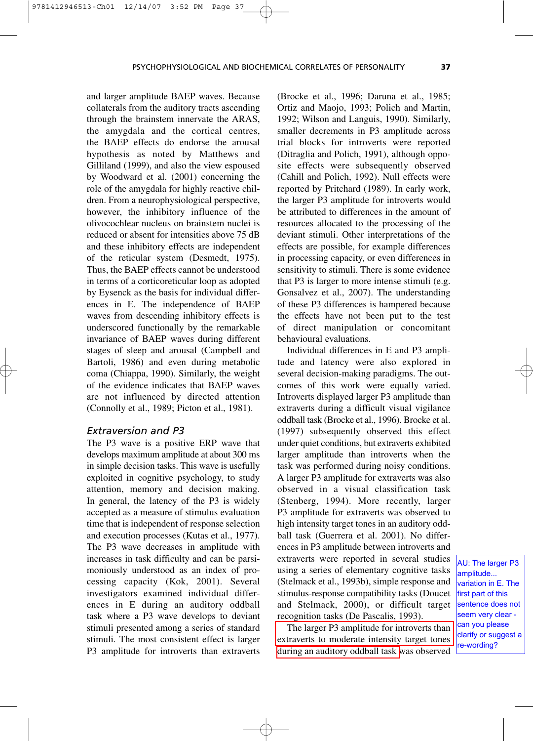and larger amplitude BAEP waves. Because collaterals from the auditory tracts ascending through the brainstem innervate the ARAS, the amygdala and the cortical centres, the BAEP effects do endorse the arousal hypothesis as noted by Matthews and Gilliland (1999), and also the view espoused by Woodward et al. (2001) concerning the role of the amygdala for highly reactive children. From a neurophysiological perspective, however, the inhibitory influence of the olivocochlear nucleus on brainstem nuclei is reduced or absent for intensities above 75 dB and these inhibitory effects are independent of the reticular system (Desmedt, 1975). Thus, the BAEP effects cannot be understood in terms of a corticoreticular loop as adopted by Eysenck as the basis for individual differences in E. The independence of BAEP waves from descending inhibitory effects is underscored functionally by the remarkable invariance of BAEP waves during different stages of sleep and arousal (Campbell and Bartoli, 1986) and even during metabolic coma (Chiappa, 1990). Similarly, the weight of the evidence indicates that BAEP waves are not influenced by directed attention (Connolly et al., 1989; Picton et al., 1981).

### *Extraversion and P3*

The P3 wave is a positive ERP wave that develops maximum amplitude at about 300 ms in simple decision tasks. This wave is usefully exploited in cognitive psychology, to study attention, memory and decision making. In general, the latency of the P3 is widely accepted as a measure of stimulus evaluation time that is independent of response selection and execution processes (Kutas et al., 1977). The P3 wave decreases in amplitude with increases in task difficulty and can be parsimoniously understood as an index of processing capacity (Kok, 2001). Several investigators examined individual differences in E during an auditory oddball task where a P3 wave develops to deviant stimuli presented among a series of standard stimuli. The most consistent effect is larger P3 amplitude for introverts than extraverts (Brocke et al., 1996; Daruna et al., 1985; Ortiz and Maojo, 1993; Polich and Martin, 1992; Wilson and Languis, 1990). Similarly, smaller decrements in P3 amplitude across trial blocks for introverts were reported (Ditraglia and Polich, 1991), although opposite effects were subsequently observed (Cahill and Polich, 1992). Null effects were reported by Pritchard (1989). In early work, the larger P3 amplitude for introverts would be attributed to differences in the amount of resources allocated to the processing of the deviant stimuli. Other interpretations of the effects are possible, for example differences in processing capacity, or even differences in sensitivity to stimuli. There is some evidence that P3 is larger to more intense stimuli (e.g. Gonsalvez et al., 2007). The understanding of these P3 differences is hampered because the effects have not been put to the test of direct manipulation or concomitant behavioural evaluations.

Individual differences in E and P3 amplitude and latency were also explored in several decision-making paradigms. The outcomes of this work were equally varied. Introverts displayed larger P3 amplitude than extraverts during a difficult visual vigilance oddball task (Brocke et al., 1996). Brocke et al. (1997) subsequently observed this effect under quiet conditions, but extraverts exhibited larger amplitude than introverts when the task was performed during noisy conditions. A larger P3 amplitude for extraverts was also observed in a visual classification task (Stenberg, 1994). More recently, larger P3 amplitude for extraverts was observed to high intensity target tones in an auditory oddball task (Guerrera et al. 2001). No differences in P3 amplitude between introverts and extraverts were reported in several studies using a series of elementary cognitive tasks (Stelmack et al., 1993b), simple response and stimulus-response compatibility tasks (Doucet and Stelmack, 2000), or difficult target recognition tasks (De Pascalis, 1993).

The larger P3 amplitude for introverts than extraverts to moderate intensity target tones during an auditory oddball task was observed

AU: The larger P3 amplitude... variation in E. The first part of this sentence does not seem very clear - can you please clarify or suggest a re-wording?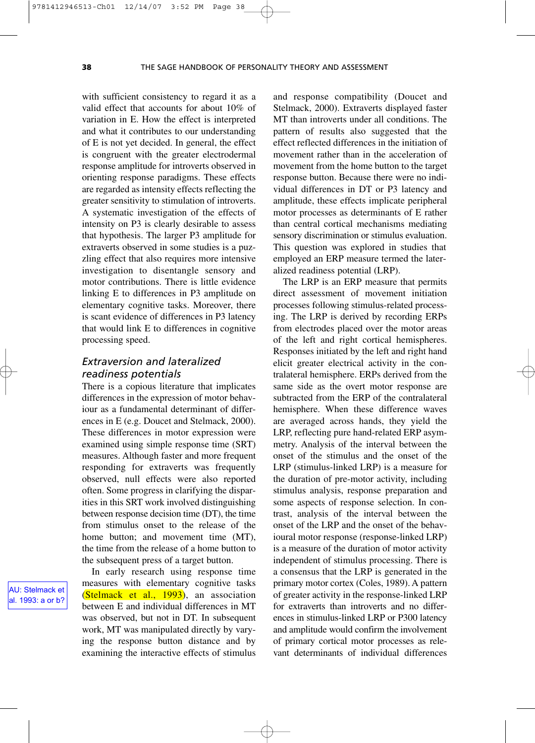with sufficient consistency to regard it as a valid effect that accounts for about 10% of variation in E. How the effect is interpreted and what it contributes to our understanding of E is not yet decided. In general, the effect is congruent with the greater electrodermal response amplitude for introverts observed in orienting response paradigms. These effects are regarded as intensity effects reflecting the greater sensitivity to stimulation of introverts. A systematic investigation of the effects of intensity on P3 is clearly desirable to assess that hypothesis. The larger P3 amplitude for extraverts observed in some studies is a puzzling effect that also requires more intensive investigation to disentangle sensory and motor contributions. There is little evidence linking E to differences in P3 amplitude on elementary cognitive tasks. Moreover, there is scant evidence of differences in P3 latency that would link E to differences in cognitive processing speed.

### *Extraversion and lateralized readiness potentials*

There is a copious literature that implicates differences in the expression of motor behaviour as a fundamental determinant of differences in E (e.g. Doucet and Stelmack, 2000). These differences in motor expression were examined using simple response time (SRT) measures. Although faster and more frequent responding for extraverts was frequently observed, null effects were also reported often. Some progress in clarifying the disparities in this SRT work involved distinguishing between response decision time (DT), the time from stimulus onset to the release of the home button; and movement time (MT), the time from the release of a home button to the subsequent press of a target button.

In early research using response time measures with elementary cognitive tasks (Stelmack et al., 1993), an association between E and individual differences in MT was observed, but not in DT. In subsequent work, MT was manipulated directly by varying the response button distance and by examining the interactive effects of stimulus and response compatibility (Doucet and Stelmack, 2000). Extraverts displayed faster MT than introverts under all conditions. The pattern of results also suggested that the effect reflected differences in the initiation of movement rather than in the acceleration of movement from the home button to the target response button. Because there were no individual differences in DT or P3 latency and amplitude, these effects implicate peripheral motor processes as determinants of E rather than central cortical mechanisms mediating sensory discrimination or stimulus evaluation. This question was explored in studies that employed an ERP measure termed the lateralized readiness potential (LRP).

The LRP is an ERP measure that permits direct assessment of movement initiation processes following stimulus-related processing. The LRP is derived by recording ERPs from electrodes placed over the motor areas of the left and right cortical hemispheres. Responses initiated by the left and right hand elicit greater electrical activity in the contralateral hemisphere. ERPs derived from the same side as the overt motor response are subtracted from the ERP of the contralateral hemisphere. When these difference waves are averaged across hands, they yield the LRP, reflecting pure hand-related ERP asymmetry. Analysis of the interval between the onset of the stimulus and the onset of the LRP (stimulus-linked LRP) is a measure for the duration of pre-motor activity, including stimulus analysis, response preparation and some aspects of response selection. In contrast, analysis of the interval between the onset of the LRP and the onset of the behavioural motor response (response-linked LRP) is a measure of the duration of motor activity independent of stimulus processing. There is a consensus that the LRP is generated in the primary motor cortex (Coles, 1989). A pattern of greater activity in the response-linked LRP for extraverts than introverts and no differences in stimulus-linked LRP or P300 latency and amplitude would confirm the involvement of primary cortical motor processes as relevant determinants of individual differences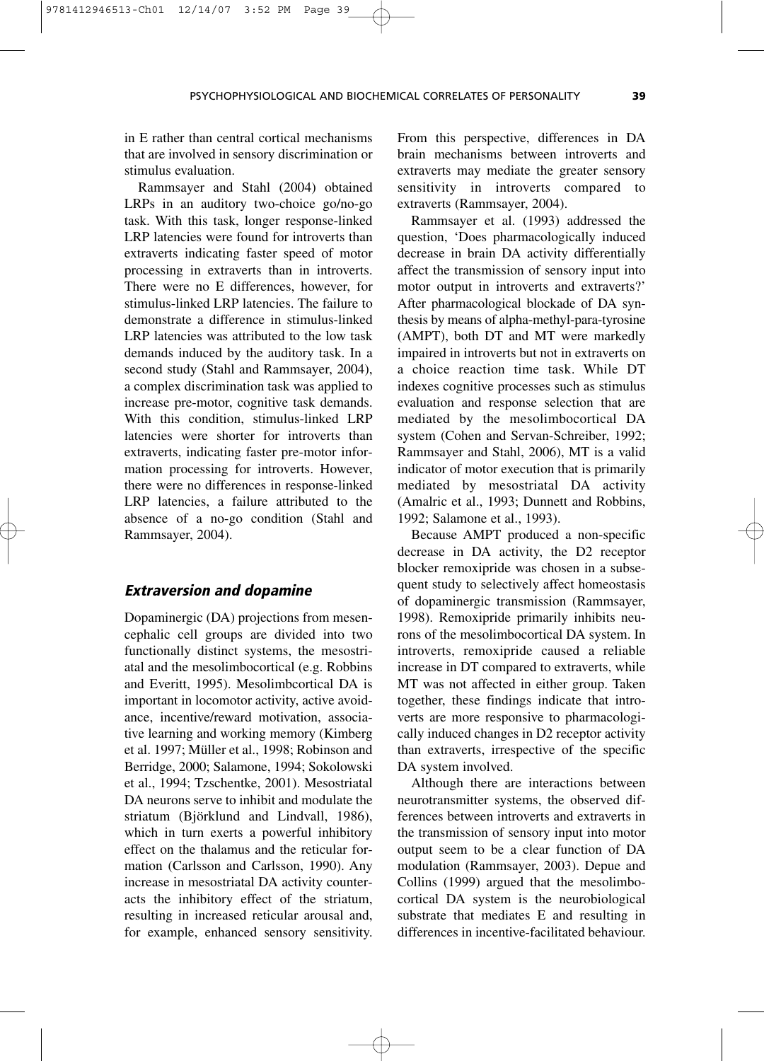in E rather than central cortical mechanisms that are involved in sensory discrimination or stimulus evaluation.

Rammsayer and Stahl (2004) obtained LRPs in an auditory two-choice go/no-go task. With this task, longer response-linked LRP latencies were found for introverts than extraverts indicating faster speed of motor processing in extraverts than in introverts. There were no E differences, however, for stimulus-linked LRP latencies. The failure to demonstrate a difference in stimulus-linked LRP latencies was attributed to the low task demands induced by the auditory task. In a second study (Stahl and Rammsayer, 2004), a complex discrimination task was applied to increase pre-motor, cognitive task demands. With this condition, stimulus-linked LRP latencies were shorter for introverts than extraverts, indicating faster pre-motor information processing for introverts. However, there were no differences in response-linked LRP latencies, a failure attributed to the absence of a no-go condition (Stahl and Rammsayer, 2004).

### *Extraversion and dopamine*

Dopaminergic (DA) projections from mesencephalic cell groups are divided into two functionally distinct systems, the mesostriatal and the mesolimbocortical (e.g. Robbins and Everitt, 1995). Mesolimbcortical DA is important in locomotor activity, active avoidance, incentive/reward motivation, associative learning and working memory (Kimberg et al. 1997; Müller et al., 1998; Robinson and Berridge, 2000; Salamone, 1994; Sokolowski et al., 1994; Tzschentke, 2001). Mesostriatal DA neurons serve to inhibit and modulate the striatum (Björklund and Lindvall, 1986), which in turn exerts a powerful inhibitory effect on the thalamus and the reticular formation (Carlsson and Carlsson, 1990). Any increase in mesostriatal DA activity counteracts the inhibitory effect of the striatum, resulting in increased reticular arousal and, for example, enhanced sensory sensitivity. From this perspective, differences in DA brain mechanisms between introverts and extraverts may mediate the greater sensory sensitivity in introverts compared to extraverts (Rammsayer, 2004).

Rammsayer et al. (1993) addressed the question, 'Does pharmacologically induced decrease in brain DA activity differentially affect the transmission of sensory input into motor output in introverts and extraverts?' After pharmacological blockade of DA synthesis by means of alpha-methyl-para-tyrosine (AMPT), both DT and MT were markedly impaired in introverts but not in extraverts on a choice reaction time task. While DT indexes cognitive processes such as stimulus evaluation and response selection that are mediated by the mesolimbocortical DA system (Cohen and Servan-Schreiber, 1992; Rammsayer and Stahl, 2006), MT is a valid indicator of motor execution that is primarily mediated by mesostriatal DA activity (Amalric et al., 1993; Dunnett and Robbins, 1992; Salamone et al., 1993).

Because AMPT produced a non-specific decrease in DA activity, the D2 receptor blocker remoxipride was chosen in a subsequent study to selectively affect homeostasis of dopaminergic transmission (Rammsayer, 1998). Remoxipride primarily inhibits neurons of the mesolimbocortical DA system. In introverts, remoxipride caused a reliable increase in DT compared to extraverts, while MT was not affected in either group. Taken together, these findings indicate that introverts are more responsive to pharmacologically induced changes in D2 receptor activity than extraverts, irrespective of the specific DA system involved.

Although there are interactions between neurotransmitter systems, the observed differences between introverts and extraverts in the transmission of sensory input into motor output seem to be a clear function of DA modulation (Rammsayer, 2003). Depue and Collins (1999) argued that the mesolimbocortical DA system is the neurobiological substrate that mediates E and resulting in differences in incentive-facilitated behaviour.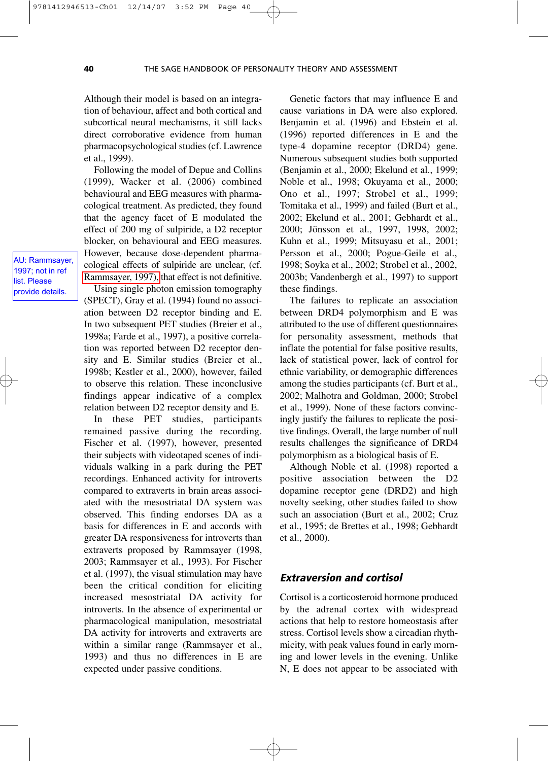Although their model is based on an integration of behaviour, affect and both cortical and subcortical neural mechanisms, it still lacks direct corroborative evidence from human pharmacopsychological studies (cf. Lawrence et al., 1999).

Following the model of Depue and Collins (1999), Wacker et al. (2006) combined behavioural and EEG measures with pharmacological treatment. As predicted, they found that the agency facet of E modulated the effect of 200 mg of sulpiride, a D2 receptor blocker, on behavioural and EEG measures. However, because dose-dependent pharmacological effects of sulpiride are unclear, (cf. Rammsayer, 1997), that effect is not definitive.

Using single photon emission tomography (SPECT), Gray et al. (1994) found no association between D2 receptor binding and E. In two subsequent PET studies (Breier et al., 1998a; Farde et al., 1997), a positive correlation was reported between D2 receptor density and E. Similar studies (Breier et al., 1998b; Kestler et al., 2000), however, failed to observe this relation. These inconclusive findings appear indicative of a complex relation between D2 receptor density and E.

In these PET studies, participants remained passive during the recording. Fischer et al. (1997), however, presented their subjects with videotaped scenes of individuals walking in a park during the PET recordings. Enhanced activity for introverts compared to extraverts in brain areas associated with the mesostriatal DA system was observed. This finding endorses DA as a basis for differences in E and accords with greater DA responsiveness for introverts than extraverts proposed by Rammsayer (1998, 2003; Rammsayer et al., 1993). For Fischer et al. (1997), the visual stimulation may have been the critical condition for eliciting increased mesostriatal DA activity for introverts. In the absence of experimental or pharmacological manipulation, mesostriatal DA activity for introverts and extraverts are within a similar range (Rammsayer et al., 1993) and thus no differences in E are expected under passive conditions.

Genetic factors that may influence E and cause variations in DA were also explored. Benjamin et al. (1996) and Ebstein et al. (1996) reported differences in E and the type-4 dopamine receptor (DRD4) gene. Numerous subsequent studies both supported (Benjamin et al., 2000; Ekelund et al., 1999; Noble et al., 1998; Okuyama et al., 2000; Ono et al., 1997; Strobel et al., 1999; Tomitaka et al., 1999) and failed (Burt et al., 2002; Ekelund et al., 2001; Gebhardt et al., 2000; Jönsson et al., 1997, 1998, 2002; Kuhn et al., 1999; Mitsuyasu et al., 2001; Persson et al., 2000; Pogue-Geile et al., 1998; Soyka et al., 2002; Strobel et al., 2002, 2003b; Vandenbergh et al., 1997) to support these findings.

The failures to replicate an association between DRD4 polymorphism and E was attributed to the use of different questionnaires for personality assessment, methods that inflate the potential for false positive results, lack of statistical power, lack of control for ethnic variability, or demographic differences among the studies participants (cf. Burt et al., 2002; Malhotra and Goldman, 2000; Strobel et al., 1999). None of these factors convincingly justify the failures to replicate the positive findings. Overall, the large number of null results challenges the significance of DRD4 polymorphism as a biological basis of E.

Although Noble et al. (1998) reported a positive association between the D2 dopamine receptor gene (DRD2) and high novelty seeking, other studies failed to show such an association (Burt et al., 2002; Cruz et al., 1995; de Brettes et al., 1998; Gebhardt et al., 2000).

### *Extraversion and cortisol*

Cortisol is a corticosteroid hormone produced by the adrenal cortex with widespread actions that help to restore homeostasis after stress. Cortisol levels show a circadian rhythmicity, with peak values found in early morning and lower levels in the evening. Unlike N, E does not appear to be associated with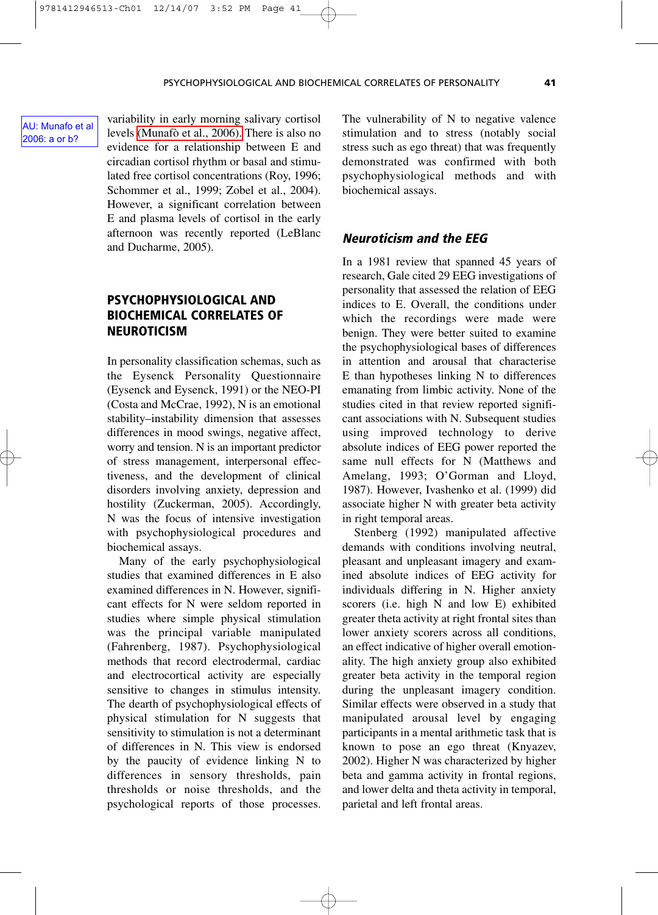variability in early morning salivary cortisol levels (Munafò et al., 2006). There is also no evidence for a relationship between E and circadian cortisol rhythm or basal and stimulated free cortisol concentrations (Roy, 1996; Schommer et al., 1999; Zobel et al., 2004). However, a significant correlation between E and plasma levels of cortisol in the early afternoon was recently reported (LeBlanc and Ducharme, 2005).

## PSYCHOPHYSIOLOGICAL AND BIOCHEMICAL CORRELATES OF NEUROTICISM

In personality classification schemas, such as the Eysenck Personality Questionnaire (Eysenck and Eysenck, 1991) or the NEO-PI (Costa and McCrae, 1992), N is an emotional stability–instability dimension that assesses differences in mood swings, negative affect, worry and tension. N is an important predictor of stress management, interpersonal effectiveness, and the development of clinical disorders involving anxiety, depression and hostility (Zuckerman, 2005). Accordingly, N was the focus of intensive investigation with psychophysiological procedures and biochemical assays.

Many of the early psychophysiological studies that examined differences in E also examined differences in N. However, significant effects for N were seldom reported in studies where simple physical stimulation was the principal variable manipulated (Fahrenberg, 1987). Psychophysiological methods that record electrodermal, cardiac and electrocortical activity are especially sensitive to changes in stimulus intensity. The dearth of psychophysiological effects of physical stimulation for N suggests that sensitivity to stimulation is not a determinant of differences in N. This view is endorsed by the paucity of evidence linking N to differences in sensory thresholds, pain thresholds or noise thresholds, and the psychological reports of those processes. The vulnerability of N to negative valence stimulation and to stress (notably social stress such as ego threat) that was frequently demonstrated was confirmed with both psychophysiological methods and with biochemical assays.

### *Neuroticism and the EEG*

In a 1981 review that spanned 45 years of research, Gale cited 29 EEG investigations of personality that assessed the relation of EEG indices to E. Overall, the conditions under which the recordings were made were benign. They were better suited to examine the psychophysiological bases of differences in attention and arousal that characterise E than hypotheses linking N to differences emanating from limbic activity. None of the studies cited in that review reported significant associations with N. Subsequent studies using improved technology to derive absolute indices of EEG power reported the same null effects for N (Matthews and Amelang, 1993; O'Gorman and Lloyd, 1987). However, Ivashenko et al. (1999) did associate higher N with greater beta activity in right temporal areas.

Stenberg (1992) manipulated affective demands with conditions involving neutral, pleasant and unpleasant imagery and examined absolute indices of EEG activity for individuals differing in N. Higher anxiety scorers (i.e. high N and low E) exhibited greater theta activity at right frontal sites than lower anxiety scorers across all conditions, an effect indicative of higher overall emotionality. The high anxiety group also exhibited greater beta activity in the temporal region during the unpleasant imagery condition. Similar effects were observed in a study that manipulated arousal level by engaging participants in a mental arithmetic task that is known to pose an ego threat (Knyazev, 2002). Higher N was characterized by higher beta and gamma activity in frontal regions, and lower delta and theta activity in temporal, parietal and left frontal areas.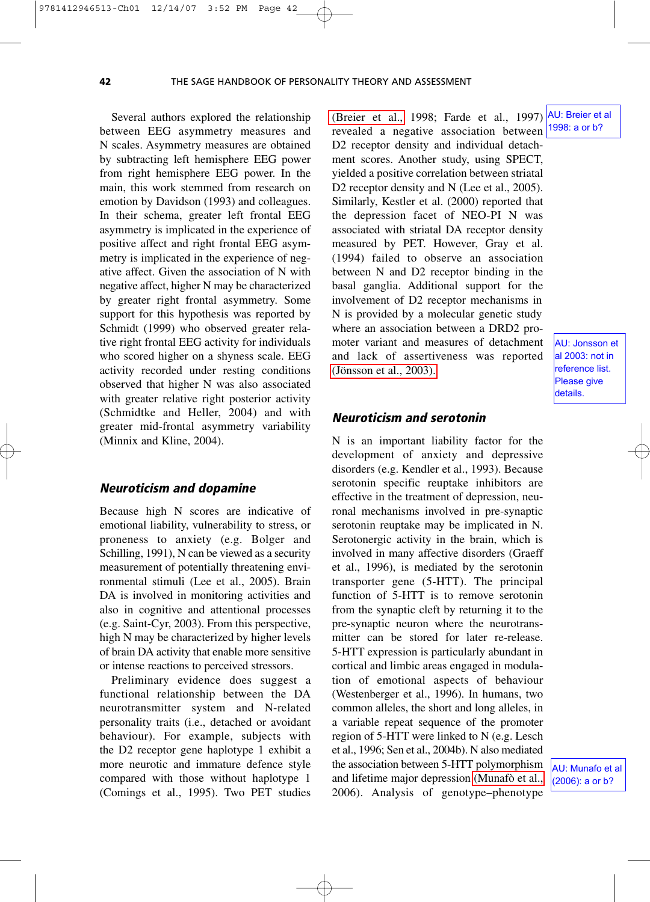Several authors explored the relationship between EEG asymmetry measures and N scales. Asymmetry measures are obtained by subtracting left hemisphere EEG power from right hemisphere EEG power. In the main, this work stemmed from research on emotion by Davidson (1993) and colleagues. In their schema, greater left frontal EEG asymmetry is implicated in the experience of positive affect and right frontal EEG asymmetry is implicated in the experience of negative affect. Given the association of N with negative affect, higher N may be characterized by greater right frontal asymmetry. Some support for this hypothesis was reported by Schmidt (1999) who observed greater relative right frontal EEG activity for individuals who scored higher on a shyness scale. EEG activity recorded under resting conditions observed that higher N was also associated with greater relative right posterior activity (Schmidtke and Heller, 2004) and with greater mid-frontal asymmetry variability (Minnix and Kline, 2004).

### *Neuroticism and dopamine*

Because high N scores are indicative of emotional liability, vulnerability to stress, or proneness to anxiety (e.g. Bolger and Schilling, 1991), N can be viewed as a security measurement of potentially threatening environmental stimuli (Lee et al., 2005). Brain DA is involved in monitoring activities and also in cognitive and attentional processes (e.g. Saint-Cyr, 2003). From this perspective, high N may be characterized by higher levels of brain DA activity that enable more sensitive or intense reactions to perceived stressors.

Preliminary evidence does suggest a functional relationship between the DA neurotransmitter system and N-related personality traits (i.e., detached or avoidant behaviour). For example, subjects with the D2 receptor gene haplotype 1 exhibit a more neurotic and immature defence style compared with those without haplotype 1 (Comings et al., 1995). Two PET studies (Breier et al., 1998; Farde et al., 1997) revealed a negative association between D2 receptor density and individual detachment scores. Another study, using SPECT, yielded a positive correlation between striatal D2 receptor density and N (Lee et al., 2005). Similarly, Kestler et al. (2000) reported that the depression facet of NEO-PI N was associated with striatal DA receptor density measured by PET. However, Gray et al. (1994) failed to observe an association between N and D2 receptor binding in the basal ganglia. Additional support for the involvement of D2 receptor mechanisms in N is provided by a molecular genetic study where an association between a DRD2 promoter variant and measures of detachment and lack of assertiveness was reported (Jönsson et al., 2003).

AU: Breier et al 1998: a or b?

AU: Jonsson et al 2003: not in reference list. Please give details.

### *Neuroticism and serotonin*

N is an important liability factor for the development of anxiety and depressive disorders (e.g. Kendler et al., 1993). Because serotonin specific reuptake inhibitors are effective in the treatment of depression, neuronal mechanisms involved in pre-synaptic serotonin reuptake may be implicated in N. Serotonergic activity in the brain, which is involved in many affective disorders (Graeff et al., 1996), is mediated by the serotonin transporter gene (5-HTT). The principal function of 5-HTT is to remove serotonin from the synaptic cleft by returning it to the pre-synaptic neuron where the neurotransmitter can be stored for later re-release. 5-HTT expression is particularly abundant in cortical and limbic areas engaged in modulation of emotional aspects of behaviour (Westenberger et al., 1996). In humans, two common alleles, the short and long alleles, in a variable repeat sequence of the promoter region of 5-HTT were linked to N (e.g. Lesch et al., 1996; Sen et al., 2004b). N also mediated the association between 5-HTT polymorphism and lifetime major depression (Munafò et al., 2006). Analysis of genotype–phenotype

AU: Munafo et al (2006): a or b?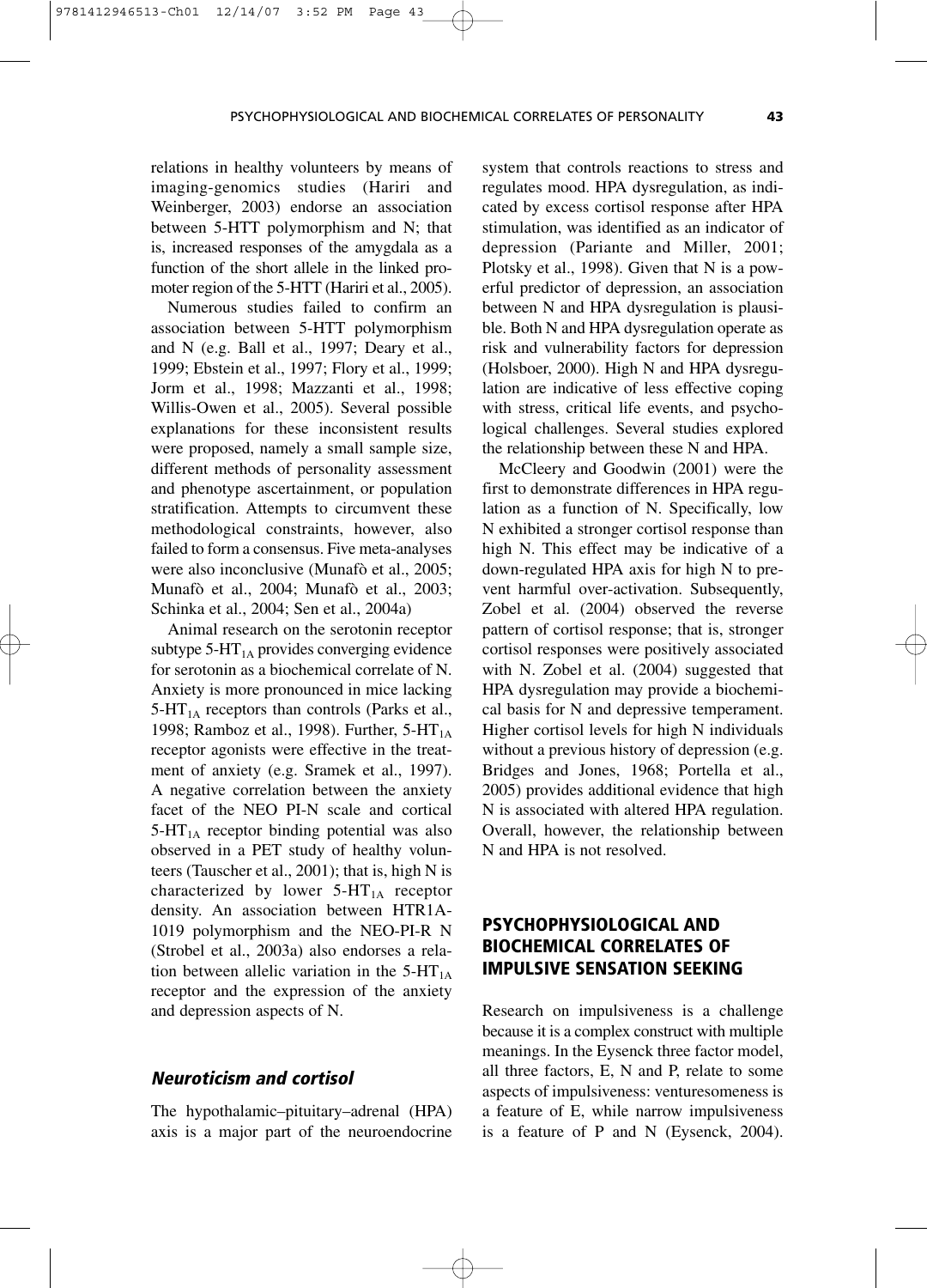relations in healthy volunteers by means of imaging-genomics studies (Hariri and Weinberger, 2003) endorse an association between 5-HTT polymorphism and N; that is, increased responses of the amygdala as a function of the short allele in the linked promoter region of the 5-HTT (Hariri et al., 2005).

Numerous studies failed to confirm an association between 5-HTT polymorphism and N (e.g. Ball et al., 1997; Deary et al., 1999; Ebstein et al., 1997; Flory et al., 1999; Jorm et al., 1998; Mazzanti et al., 1998; Willis-Owen et al., 2005). Several possible explanations for these inconsistent results were proposed, namely a small sample size, different methods of personality assessment and phenotype ascertainment, or population stratification. Attempts to circumvent these methodological constraints, however, also failed to form a consensus. Five meta-analyses were also inconclusive (Munafò et al., 2005; Munafò et al., 2004; Munafò et al., 2003; Schinka et al., 2004; Sen et al., 2004a)

Animal research on the serotonin receptor subtype 5-$HT_{1A}$ provides converging evidence for serotonin as a biochemical correlate of N. Anxiety is more pronounced in mice lacking 5-$HT_{1A}$ receptors than controls (Parks et al., 1998; Ramboz et al., 1998). Further, 5-$HT_{1A}$ receptor agonists were effective in the treatment of anxiety (e.g. Sramek et al., 1997). A negative correlation between the anxiety facet of the NEO PI-N scale and cortical 5-$HT_{1A}$ receptor binding potential was also observed in a PET study of healthy volunteers (Tauscher et al., 2001); that is, high N is characterized by lower 5-$HT_{1A}$ receptor density. An association between HTR1A-1019 polymorphism and the NEO-PI-R N (Strobel et al., 2003a) also endorses a relation between allelic variation in the 5-$HT_{1A}$ receptor and the expression of the anxiety and depression aspects of N.

### *Neuroticism and cortisol*

The hypothalamic–pituitary–adrenal (HPA) axis is a major part of the neuroendocrine system that controls reactions to stress and regulates mood. HPA dysregulation, as indicated by excess cortisol response after HPA stimulation, was identified as an indicator of depression (Pariante and Miller, 2001; Plotsky et al., 1998). Given that N is a powerful predictor of depression, an association between N and HPA dysregulation is plausible. Both N and HPA dysregulation operate as risk and vulnerability factors for depression (Holsboer, 2000). High N and HPA dysregulation are indicative of less effective coping with stress, critical life events, and psychological challenges. Several studies explored the relationship between these N and HPA.

McCleery and Goodwin (2001) were the first to demonstrate differences in HPA regulation as a function of N. Specifically, low N exhibited a stronger cortisol response than high N. This effect may be indicative of a down-regulated HPA axis for high N to prevent harmful over-activation. Subsequently, Zobel et al. (2004) observed the reverse pattern of cortisol response; that is, stronger cortisol responses were positively associated with N. Zobel et al. (2004) suggested that HPA dysregulation may provide a biochemical basis for N and depressive temperament. Higher cortisol levels for high N individuals without a previous history of depression (e.g. Bridges and Jones, 1968; Portella et al., 2005) provides additional evidence that high N is associated with altered HPA regulation. Overall, however, the relationship between N and HPA is not resolved.

## PSYCHOPHYSIOLOGICAL AND BIOCHEMICAL CORRELATES OF IMPULSIVE SENSATION SEEKING

Research on impulsiveness is a challenge because it is a complex construct with multiple meanings. In the Eysenck three factor model, all three factors, E, N and P, relate to some aspects of impulsiveness: venturesomeness is a feature of E, while narrow impulsiveness is a feature of P and N (Eysenck, 2004).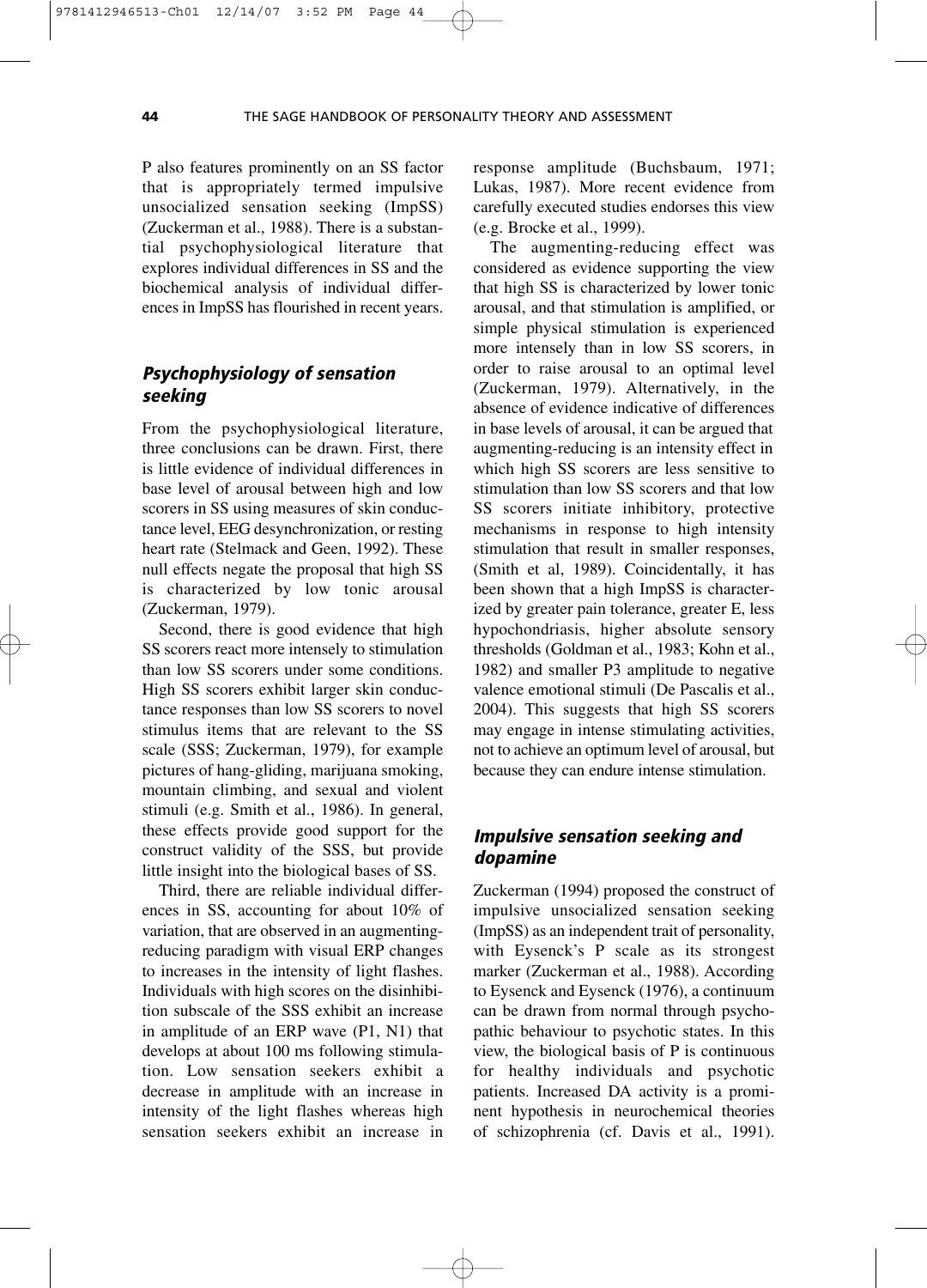P also features prominently on an SS factor that is appropriately termed impulsive unsocialized sensation seeking (ImpSS) (Zuckerman et al., 1988). There is a substantial psychophysiological literature that explores individual differences in SS and the biochemical analysis of individual differences in ImpSS has flourished in recent years.

### *Psychophysiology of sensation seeking*

From the psychophysiological literature, three conclusions can be drawn. First, there is little evidence of individual differences in base level of arousal between high and low scorers in SS using measures of skin conductance level, EEG desynchronization, or resting heart rate (Stelmack and Geen, 1992). These null effects negate the proposal that high SS is characterized by low tonic arousal (Zuckerman, 1979).

Second, there is good evidence that high SS scorers react more intensely to stimulation than low SS scorers under some conditions. High SS scorers exhibit larger skin conductance responses than low SS scorers to novel stimulus items that are relevant to the SS scale (SSS; Zuckerman, 1979), for example pictures of hang-gliding, marijuana smoking, mountain climbing, and sexual and violent stimuli (e.g. Smith et al., 1986). In general, these effects provide good support for the construct validity of the SSS, but provide little insight into the biological bases of SS.

Third, there are reliable individual differences in SS, accounting for about 10% of variation, that are observed in an augmenting-reducing paradigm with visual ERP changes to increases in the intensity of light flashes. Individuals with high scores on the disinhibition subscale of the SSS exhibit an increase in amplitude of an ERP wave (P1, N1) that develops at about 100 ms following stimulation. Low sensation seekers exhibit a decrease in amplitude with an increase in intensity of the light flashes whereas high sensation seekers exhibit an increase in response amplitude (Buchsbaum, 1971; Lukas, 1987). More recent evidence from carefully executed studies endorses this view (e.g. Brocke et al., 1999).

The augmenting-reducing effect was considered as evidence supporting the view that high SS is characterized by lower tonic arousal, and that stimulation is amplified, or simple physical stimulation is experienced more intensely than in low SS scorers, in order to raise arousal to an optimal level (Zuckerman, 1979). Alternatively, in the absence of evidence indicative of differences in base levels of arousal, it can be argued that augmenting-reducing is an intensity effect in which high SS scorers are less sensitive to stimulation than low SS scorers and that low SS scorers initiate inhibitory, protective mechanisms in response to high intensity stimulation that result in smaller responses, (Smith et al, 1989). Coincidentally, it has been shown that a high ImpSS is characterized by greater pain tolerance, greater E, less hypochondriasis, higher absolute sensory thresholds (Goldman et al., 1983; Kohn et al., 1982) and smaller P3 amplitude to negative valence emotional stimuli (De Pascalis et al., 2004). This suggests that high SS scorers may engage in intense stimulating activities, not to achieve an optimum level of arousal, but because they can endure intense stimulation.

### *Impulsive sensation seeking and dopamine*

Zuckerman (1994) proposed the construct of impulsive unsocialized sensation seeking (ImpSS) as an independent trait of personality, with Eysenck's P scale as its strongest marker (Zuckerman et al., 1988). According to Eysenck and Eysenck (1976), a continuum can be drawn from normal through psychopathic behaviour to psychotic states. In this view, the biological basis of P is continuous for healthy individuals and psychotic patients. Increased DA activity is a prominent hypothesis in neurochemical theories of schizophrenia (cf. Davis et al., 1991).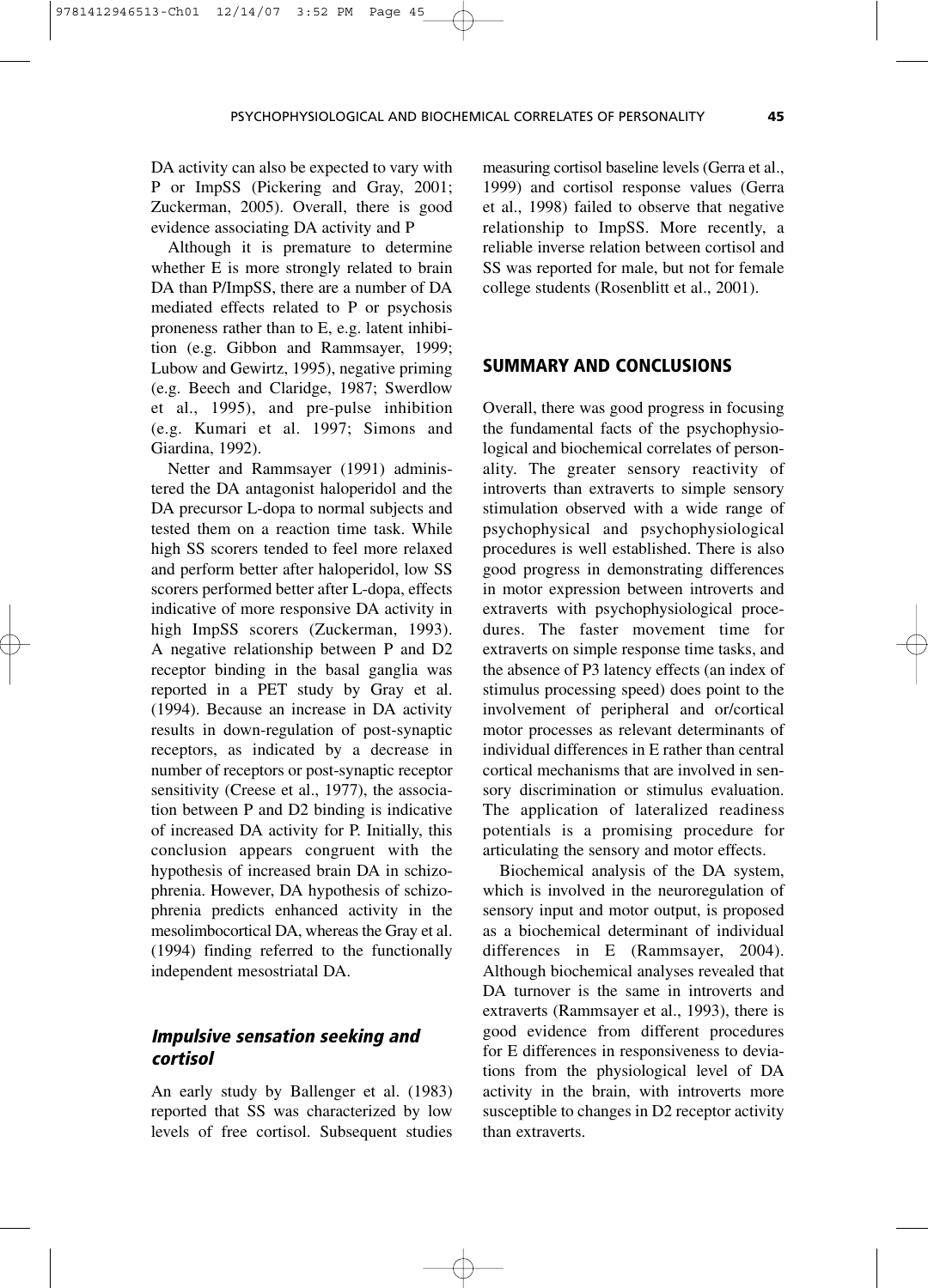DA activity can also be expected to vary with P or ImpSS (Pickering and Gray, 2001; Zuckerman, 2005). Overall, there is good evidence associating DA activity and P

Although it is premature to determine whether E is more strongly related to brain DA than P/ImpSS, there are a number of DA mediated effects related to P or psychosis proneness rather than to E, e.g. latent inhibition (e.g. Gibbon and Rammsayer, 1999; Lubow and Gewirtz, 1995), negative priming (e.g. Beech and Claridge, 1987; Swerdlow et al., 1995), and pre-pulse inhibition (e.g. Kumari et al. 1997; Simons and Giardina, 1992).

Netter and Rammsayer (1991) administered the DA antagonist haloperidol and the DA precursor L-dopa to normal subjects and tested them on a reaction time task. While high SS scorers tended to feel more relaxed and perform better after haloperidol, low SS scorers performed better after L-dopa, effects indicative of more responsive DA activity in high ImpSS scorers (Zuckerman, 1993). A negative relationship between P and D2 receptor binding in the basal ganglia was reported in a PET study by Gray et al. (1994). Because an increase in DA activity results in down-regulation of post-synaptic receptors, as indicated by a decrease in number of receptors or post-synaptic receptor sensitivity (Creese et al., 1977), the association between P and D2 binding is indicative of increased DA activity for P. Initially, this conclusion appears congruent with the hypothesis of increased brain DA in schizophrenia. However, DA hypothesis of schizophrenia predicts enhanced activity in the mesolimbocortical DA, whereas the Gray et al. (1994) finding referred to the functionally independent mesostriatal DA.

### *Impulsive sensation seeking and cortisol*

An early study by Ballenger et al. (1983) reported that SS was characterized by low levels of free cortisol. Subsequent studies measuring cortisol baseline levels (Gerra et al., 1999) and cortisol response values (Gerra et al., 1998) failed to observe that negative relationship to ImpSS. More recently, a reliable inverse relation between cortisol and SS was reported for male, but not for female college students (Rosenblitt et al., 2001).

## SUMMARY AND CONCLUSIONS

Overall, there was good progress in focusing the fundamental facts of the psychophysiological and biochemical correlates of personality. The greater sensory reactivity of introverts than extraverts to simple sensory stimulation observed with a wide range of psychophysical and psychophysiological procedures is well established. There is also good progress in demonstrating differences in motor expression between introverts and extraverts with psychophysiological procedures. The faster movement time for extraverts on simple response time tasks, and the absence of P3 latency effects (an index of stimulus processing speed) does point to the involvement of peripheral and or/cortical motor processes as relevant determinants of individual differences in E rather than central cortical mechanisms that are involved in sensory discrimination or stimulus evaluation. The application of lateralized readiness potentials is a promising procedure for articulating the sensory and motor effects.

Biochemical analysis of the DA system, which is involved in the neuroregulation of sensory input and motor output, is proposed as a biochemical determinant of individual differences in E (Rammsayer, 2004). Although biochemical analyses revealed that DA turnover is the same in introverts and extraverts (Rammsayer et al., 1993), there is good evidence from different procedures for E differences in responsiveness to deviations from the physiological level of DA activity in the brain, with introverts more susceptible to changes in D2 receptor activity than extraverts.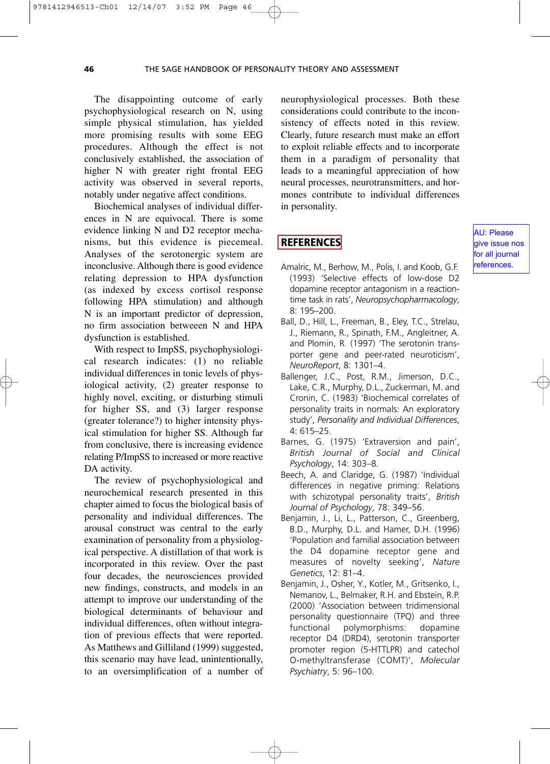The disappointing outcome of early psychophysiological research on N, using simple physical stimulation, has yielded more promising results with some EEG procedures. Although the effect is not conclusively established, the association of higher N with greater right frontal EEG activity was observed in several reports, notably under negative affect conditions.

Biochemical analyses of individual differences in N are equivocal. There is some evidence linking N and D2 receptor mechanisms, but this evidence is piecemeal. Analyses of the serotonergic system are inconclusive. Although there is good evidence relating depression to HPA dysfunction (as indexed by excess cortisol response following HPA stimulation) and although N is an important predictor of depression, no firm association betweeen N and HPA dysfunction is established.

With respect to ImpSS, psychophysiological research indicates: (1) no reliable individual differences in tonic levels of physiological activity, (2) greater response to highly novel, exciting, or disturbing stimuli for higher SS, and (3) larger response (greater tolerance?) to higher intensity physical stimulation for higher SS. Although far from conclusive, there is increasing evidence relating P/ImpSS to increased or more reactive DA activity.

The review of psychophysiological and neurochemical research presented in this chapter aimed to focus the biological basis of personality and individual differences. The arousal construct was central to the early examination of personality from a physiological perspective. A distillation of that work is incorporated in this review. Over the past four decades, the neurosciences provided new findings, constructs, and models in an attempt to improve our understanding of the biological determinants of behaviour and individual differences, often without integration of previous effects that were reported. As Matthews and Gilliland (1999) suggested, this scenario may have lead, unintentionally, to an oversimplification of a number of neurophysiological processes. Both these considerations could contribute to the inconsistency of effects noted in this review. Clearly, future research must make an effort to exploit reliable effects and to incorporate them in a paradigm of personality that leads to a meaningful appreciation of how neural processes, neurotransmitters, and hormones contribute to individual differences in personality.

## REFERENCES

AU: Please give issue nos for all journal references.

Amalric, M., Berhow, M., Polis, I. and Koob, G.F. (1993) 'Selective effects of low-dose D2 dopamine receptor antagonism in a reaction-time task in rats', *Neuropsychopharmacology*, 8: 195–200.

Ball, D., Hill, L., Freeman, B., Eley, T.C., Strelau, J., Riemann, R., Spinath, F.M., Angleitner, A. and Plomin, R. (1997) 'The serotonin transporter gene and peer-rated neuroticism', *NeuroReport*, 8: 1301–4.

Ballenger, J.C., Post, R.M., Jimerson, D.C., Lake, C.R., Murphy, D.L., Zuckerman, M. and Cronin, C. (1983) 'Biochemical correlates of personality traits in normals: An exploratory study', *Personality and Individual Differences*, 4: 615–25.

Barnes, G. (1975) 'Extraversion and pain', *British Journal of Social and Clinical Psychology*, 14: 303–8.

Beech, A. and Claridge, G. (1987) 'Individual differences in negative priming: Relations with schizotypal personality traits', *British Journal of Psychology*, 78: 349–56.

Benjamin, J., Li, L., Patterson, C., Greenberg, B.D., Murphy, D.L. and Hamer, D.H. (1996) 'Population and familial association between the D4 dopamine receptor gene and measures of novelty seeking', *Nature Genetics*, 12: 81–4.

Benjamin, J., Osher, Y., Kotler, M., Gritsenko, I., Nemanov, L., Belmaker, R.H. and Ebstein, R.P. (2000) 'Association between tridimensional personality questionnaire (TPQ) and three functional polymorphisms: dopamine receptor D4 (DRD4), serotonin transporter promoter region (5-HTTLPR) and catechol O-methyltransferase (COMT)', *Molecular Psychiatry*, 5: 96–100.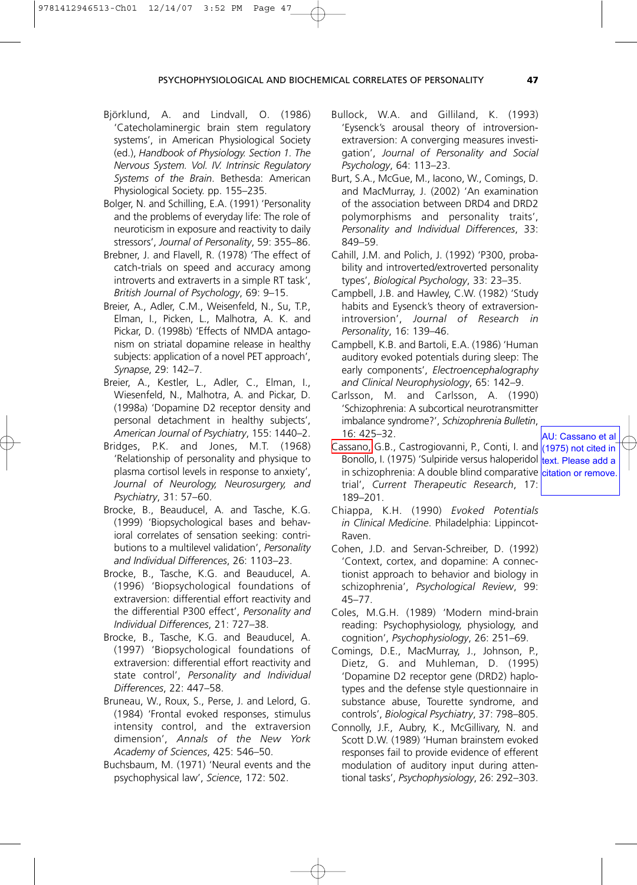Björklund, A. and Lindvall, O. (1986) 'Catecholaminergic brain stem regulatory systems', in American Physiological Society (ed.), *Handbook of Physiology. Section 1. The Nervous System. Vol. IV. Intrinsic Regulatory Systems of the Brain*. Bethesda: American Physiological Society. pp. 155–235.

Bolger, N. and Schilling, E.A. (1991) 'Personality and the problems of everyday life: The role of neuroticism in exposure and reactivity to daily stressors', *Journal of Personality*, 59: 355–86.

Brebner, J. and Flavell, R. (1978) 'The effect of catch-trials on speed and accuracy among introverts and extraverts in a simple RT task', *British Journal of Psychology*, 69: 9–15.

Breier, A., Adler, C.M., Weisenfeld, N., Su, T.P., Elman, I., Picken, L., Malhotra, A. K. and Pickar, D. (1998b) 'Effects of NMDA antagonism on striatal dopamine release in healthy subjects: application of a novel PET approach', *Synapse*, 29: 142–7.

Breier, A., Kestler, L., Adler, C., Elman, I., Wiesenfeld, N., Malhotra, A. and Pickar, D. (1998a) 'Dopamine D2 receptor density and personal detachment in healthy subjects', *American Journal of Psychiatry*, 155: 1440–2.

Bridges, P.K. and Jones, M.T. (1968) 'Relationship of personality and physique to plasma cortisol levels in response to anxiety', *Journal of Neurology, Neurosurgery, and Psychiatry*, 31: 57–60.

Brocke, B., Beauducel, A. and Tasche, K.G. (1999) 'Biopsychological bases and behavioral correlates of sensation seeking: contributions to a multilevel validation', *Personality and Individual Differences*, 26: 1103–23.

Brocke, B., Tasche, K.G. and Beauducel, A. (1996) 'Biopsychological foundations of extraversion: differential effort reactivity and the differential P300 effect', *Personality and Individual Differences*, 21: 727–38.

Brocke, B., Tasche, K.G. and Beauducel, A. (1997) 'Biopsychological foundations of extraversion: differential effort reactivity and state control', *Personality and Individual Differences*, 22: 447–58.

Bruneau, W., Roux, S., Perse, J. and Lelord, G. (1984) 'Frontal evoked responses, stimulus intensity control, and the extraversion dimension', *Annals of the New York Academy of Sciences*, 425: 546–50.

Buchsbaum, M. (1971) 'Neural events and the psychophysical law', *Science*, 172: 502.

Bullock, W.A. and Gilliland, K. (1993) 'Eysenck's arousal theory of introversion-extraversion: A converging measures investigation', *Journal of Personality and Social Psychology*, 64: 113–23.

Burt, S.A., McGue, M., Iacono, W., Comings, D. and MacMurray, J. (2002) 'An examination of the association between DRD4 and DRD2 polymorphisms and personality traits', *Personality and Individual Differences*, 33: 849–59.

Cahill, J.M. and Polich, J. (1992) 'P300, probability and introverted/extroverted personality types', *Biological Psychology*, 33: 23–35.

Campbell, J.B. and Hawley, C.W. (1982) 'Study habits and Eysenck's theory of extraversion-introversion', *Journal of Research in Personality*, 16: 139–46.

Campbell, K.B. and Bartoli, E.A. (1986) 'Human auditory evoked potentials during sleep: The early components', *Electroencephalography and Clinical Neurophysiology*, 65: 142–9.

Carlsson, M. and Carlsson, A. (1990) 'Schizophrenia: A subcortical neurotransmitter imbalance syndrome?', *Schizophrenia Bulletin*, 16: 425–32.

Cassano, G.B., Castrogiovanni, P., Conti, I. and Bonollo, I. (1975) 'Sulpiride versus haloperidol in schizophrenia: A double blind comparative trial', *Current Therapeutic Research*, 17: 189–201.

AU: Cassano et al (1975) not cited in text. Please add a citation or remove.

Chiappa, K.H. (1990) *Evoked Potentials in Clinical Medicine*. Philadelphia: Lippincott-Raven.

Cohen, J.D. and Servan-Schreiber, D. (1992) 'Context, cortex, and dopamine: A connectionist approach to behavior and biology in schizophrenia', *Psychological Review*, 99: 45–77.

Coles, M.G.H. (1989) 'Modern mind-brain reading: Psychophysiology, physiology, and cognition', *Psychophysiology*, 26: 251–69.

Comings, D.E., MacMurray, J., Johnson, P., Dietz, G. and Muhleman, D. (1995) 'Dopamine D2 receptor gene (DRD2) haplotypes and the defense style questionnaire in substance abuse, Tourette syndrome, and controls', *Biological Psychiatry*, 37: 798–805.

Connolly, J.F., Aubry, K., McGillivary, N. and Scott D.W. (1989) 'Human brainstem evoked responses fail to provide evidence of efferent modulation of auditory input during attentional tasks', *Psychophysiology*, 26: 292–303.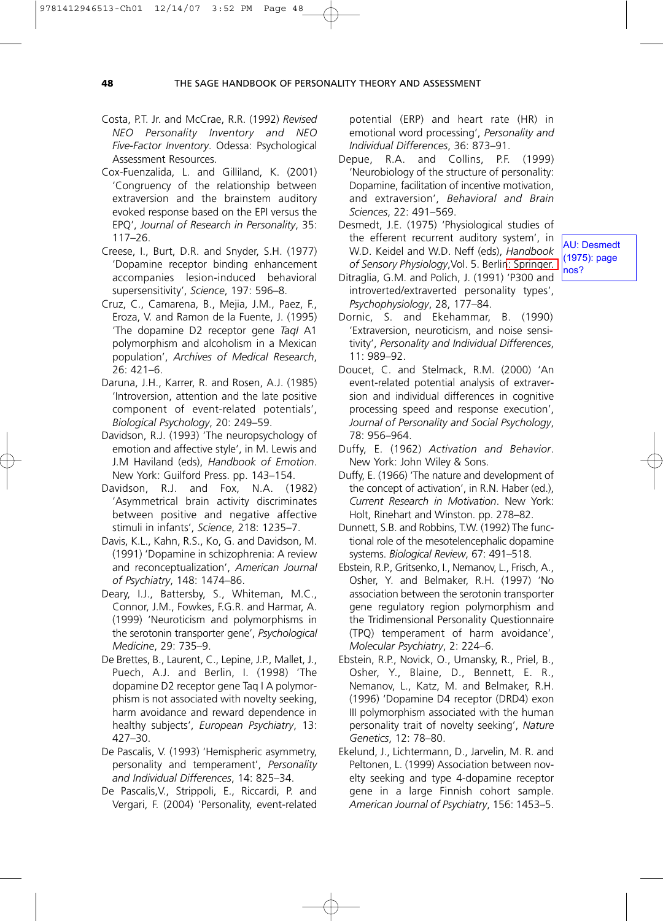Costa, P.T. Jr. and McCrae, R.R. (1992) *Revised NEO Personality Inventory and NEO Five-Factor Inventory*. Odessa: Psychological Assessment Resources.

Cox-Fuenzalida, L. and Gilliland, K. (2001) 'Congruency of the relationship between extraversion and the brainstem auditory evoked response based on the EPI versus the EPQ', *Journal of Research in Personality*, 35: 117–26.

Creese, I., Burt, D.R. and Snyder, S.H. (1977) 'Dopamine receptor binding enhancement accompanies lesion-induced behavioral supersensitivity', *Science*, 197: 596–8.

Cruz, C., Camarena, B., Mejia, J.M., Paez, F., Eroza, V. and Ramon de la Fuente, J. (1995) 'The dopamine D2 receptor gene *TaqI* A1 polymorphism and alcoholism in a Mexican population', *Archives of Medical Research*, 26: 421–6.

Daruna, J.H., Karrer, R. and Rosen, A.J. (1985) 'Introversion, attention and the late positive component of event-related potentials', *Biological Psychology*, 20: 249–59.

Davidson, R.J. (1993) 'The neuropsychology of emotion and affective style', in M. Lewis and J.M Haviland (eds), *Handbook of Emotion*. New York: Guilford Press. pp. 143–154.

Davidson, R.J. and Fox, N.A. (1982) 'Asymmetrical brain activity discriminates between positive and negative affective stimuli in infants', *Science*, 218: 1235–7.

Davis, K.L., Kahn, R.S., Ko, G. and Davidson, M. (1991) 'Dopamine in schizophrenia: A review and reconceptualization', *American Journal of Psychiatry*, 148: 1474–86.

Deary, I.J., Battersby, S., Whiteman, M.C., Connor, J.M., Fowkes, F.G.R. and Harmar, A. (1999) 'Neuroticism and polymorphisms in the serotonin transporter gene', *Psychological Medicine*, 29: 735–9.

De Brettes, B., Laurent, C., Lepine, J.P., Mallet, J., Puech, A.J. and Berlin, I. (1998) 'The dopamine D2 receptor gene Taq I A polymorphism is not associated with novelty seeking, harm avoidance and reward dependence in healthy subjects', *European Psychiatry*, 13: 427–30.

De Pascalis, V. (1993) 'Hemispheric asymmetry, personality and temperament', *Personality and Individual Differences*, 14: 825–34.

De Pascalis,V., Strippoli, E., Riccardi, P. and Vergari, F. (2004) 'Personality, event-related potential (ERP) and heart rate (HR) in emotional word processing', *Personality and Individual Differences*, 36: 873–91.

Depue, R.A. and Collins, P.F. (1999) 'Neurobiology of the structure of personality: Dopamine, facilitation of incentive motivation, and extraversion', *Behavioral and Brain Sciences*, 22: 491–569.

Desmedt, J.E. (1975) 'Physiological studies of the efferent recurrent auditory system', in W.D. Keidel and W.D. Neff (eds), *Handbook of Sensory Physiology*,Vol. 5. Berlin: Springer.

AU: Desmedt (1975): page nos?

Ditraglia, G.M. and Polich, J. (1991) 'P300 and introverted/extraverted personality types', *Psychophysiology*, 28, 177–84.

Dornic, S. and Ekehammar, B. (1990) 'Extraversion, neuroticism, and noise sensitivity', *Personality and Individual Differences*, 11: 989–92.

Doucet, C. and Stelmack, R.M. (2000) 'An event-related potential analysis of extraversion and individual differences in cognitive processing speed and response execution', *Journal of Personality and Social Psychology*, 78: 956–964.

Duffy, E. (1962) *Activation and Behavior*. New York: John Wiley & Sons.

Duffy, E. (1966) 'The nature and development of the concept of activation', in R.N. Haber (ed.), *Current Research in Motivation*. New York: Holt, Rinehart and Winston. pp. 278–82.

Dunnett, S.B. and Robbins, T.W. (1992) The functional role of the mesotelencephalic dopamine systems. *Biological Review*, 67: 491–518.

Ebstein, R.P., Gritsenko, I., Nemanov, L., Frisch, A., Osher, Y. and Belmaker, R.H. (1997) 'No association between the serotonin transporter gene regulatory region polymorphism and the Tridimensional Personality Questionnaire (TPQ) temperament of harm avoidance', *Molecular Psychiatry*, 2: 224–6.

Ebstein, R.P., Novick, O., Umansky, R., Priel, B., Osher, Y., Blaine, D., Bennett, E. R., Nemanov, L., Katz, M. and Belmaker, R.H. (1996) 'Dopamine D4 receptor (DRD4) exon III polymorphism associated with the human personality trait of novelty seeking', *Nature Genetics*, 12: 78–80.

Ekelund, J., Lichtermann, D., Jarvelin, M. R. and Peltonen, L. (1999) Association between novelty seeking and type 4-dopamine receptor gene in a large Finnish cohort sample. *American Journal of Psychiatry*, 156: 1453–5.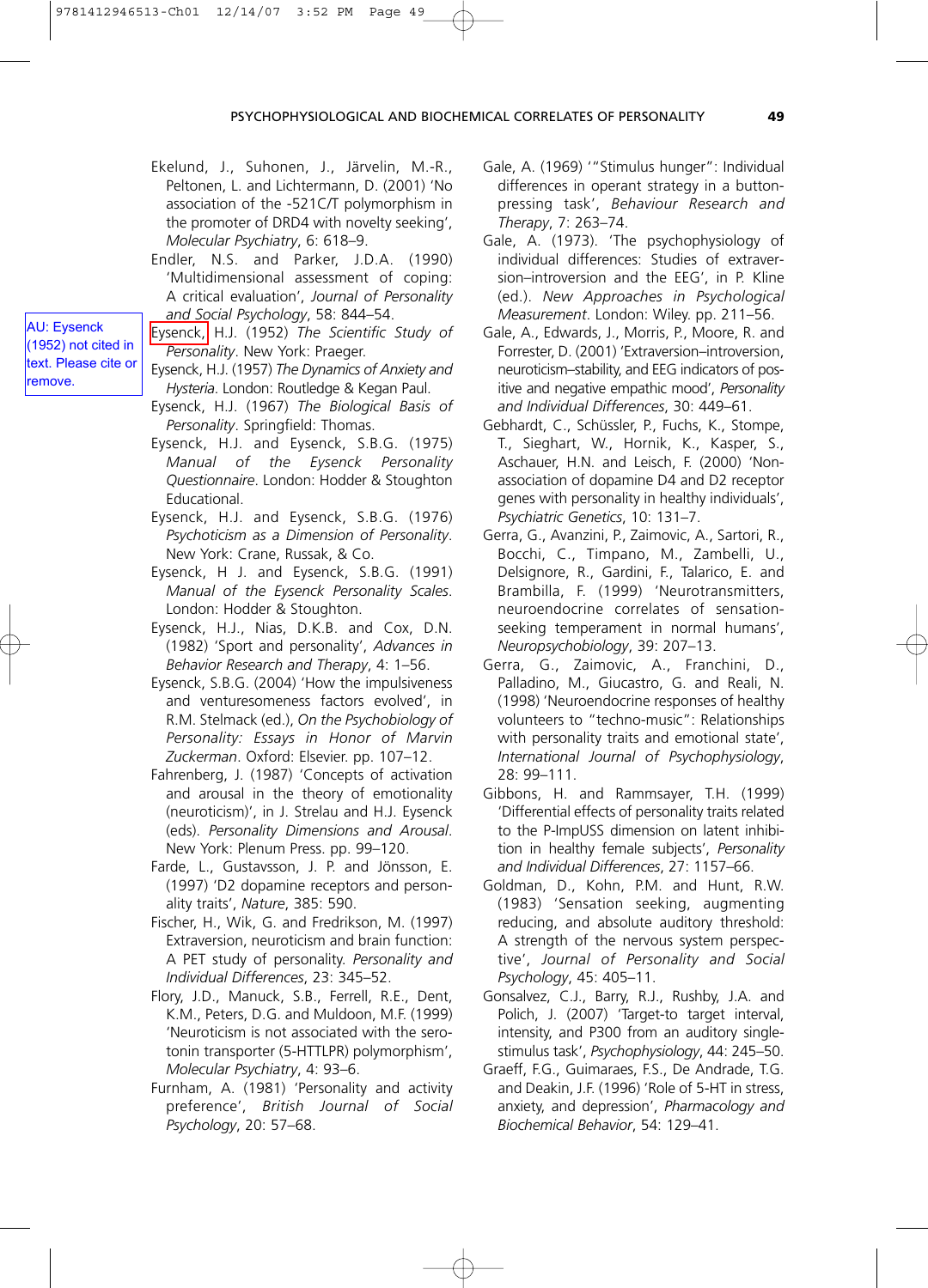Ekelund, J., Suhonen, J., Järvelin, M.-R., Peltonen, L. and Lichtermann, D. (2001) 'No association of the -521C/T polymorphism in the promoter of DRD4 with novelty seeking', *Molecular Psychiatry*, 6: 618–9.

Endler, N.S. and Parker, J.D.A. (1990) 'Multidimensional assessment of coping: A critical evaluation', *Journal of Personality and Social Psychology*, 58: 844–54.

AU: Eysenck (1952) not cited in text. Please cite or remove.

Eysenck, H.J. (1952) *The Scientific Study of Personality*. New York: Praeger.

Eysenck, H.J. (1957) *The Dynamics of Anxiety and Hysteria*. London: Routledge & Kegan Paul.

Eysenck, H.J. (1967) *The Biological Basis of Personality*. Springfield: Thomas.

Eysenck, H.J. and Eysenck, S.B.G. (1975) *Manual of the Eysenck Personality Questionnaire*. London: Hodder & Stoughton Educational.

Eysenck, H.J. and Eysenck, S.B.G. (1976) *Psychoticism as a Dimension of Personality*. New York: Crane, Russak, & Co.

Eysenck, H J. and Eysenck, S.B.G. (1991) *Manual of the Eysenck Personality Scales*. London: Hodder & Stoughton.

Eysenck, H.J., Nias, D.K.B. and Cox, D.N. (1982) 'Sport and personality', *Advances in Behavior Research and Therapy*, 4: 1–56.

Eysenck, S.B.G. (2004) 'How the impulsiveness and venturesomeness factors evolved', in R.M. Stelmack (ed.), *On the Psychobiology of Personality: Essays in Honor of Marvin Zuckerman*. Oxford: Elsevier. pp. 107–12.

Fahrenberg, J. (1987) 'Concepts of activation and arousal in the theory of emotionality (neuroticism)', in J. Strelau and H.J. Eysenck (eds). *Personality Dimensions and Arousal*. New York: Plenum Press. pp. 99–120.

Farde, L., Gustavsson, J. P. and Jönsson, E. (1997) 'D2 dopamine receptors and personality traits', *Nature*, 385: 590.

Fischer, H., Wik, G. and Fredrikson, M. (1997) Extraversion, neuroticism and brain function: A PET study of personality. *Personality and Individual Differences*, 23: 345–52.

Flory, J.D., Manuck, S.B., Ferrell, R.E., Dent, K.M., Peters, D.G. and Muldoon, M.F. (1999) 'Neuroticism is not associated with the serotonin transporter (5-HTTLPR) polymorphism', *Molecular Psychiatry*, 4: 93–6.

Furnham, A. (1981) 'Personality and activity preference', *British Journal of Social Psychology*, 20: 57–68.

Gale, A. (1969) '"Stimulus hunger": Individual differences in operant strategy in a button-pressing task', *Behaviour Research and Therapy*, 7: 263–74.

Gale, A. (1973). 'The psychophysiology of individual differences: Studies of extraversion–introversion and the EEG', in P. Kline (ed.). *New Approaches in Psychological Measurement*. London: Wiley. pp. 211–56.

Gale, A., Edwards, J., Morris, P., Moore, R. and Forrester, D. (2001) 'Extraversion–introversion, neuroticism–stability, and EEG indicators of positive and negative empathic mood', *Personality and Individual Differences*, 30: 449–61.

Gebhardt, C., Schüssler, P., Fuchs, K., Stompe, T., Sieghart, W., Hornik, K., Kasper, S., Aschauer, H.N. and Leisch, F. (2000) 'Non-association of dopamine D4 and D2 receptor genes with personality in healthy individuals', *Psychiatric Genetics*, 10: 131–7.

Gerra, G., Avanzini, P., Zaimovic, A., Sartori, R., Bocchi, C., Timpano, M., Zambelli, U., Delsignore, R., Gardini, F., Talarico, E. and Brambilla, F. (1999) 'Neurotransmitters, neuroendocrine correlates of sensation-seeking temperament in normal humans', *Neuropsychobiology*, 39: 207–13.

Gerra, G., Zaimovic, A., Franchini, D., Palladino, M., Giucastro, G. and Reali, N. (1998) 'Neuroendocrine responses of healthy volunteers to "techno-music": Relationships with personality traits and emotional state', *International Journal of Psychophysiology*, 28: 99–111.

Gibbons, H. and Rammsayer, T.H. (1999) 'Differential effects of personality traits related to the P-ImpUSS dimension on latent inhibition in healthy female subjects', *Personality and Individual Differences*, 27: 1157–66.

Goldman, D., Kohn, P.M. and Hunt, R.W. (1983) 'Sensation seeking, augmenting reducing, and absolute auditory threshold: A strength of the nervous system perspective', *Journal of Personality and Social Psychology*, 45: 405–11.

Gonsalvez, C.J., Barry, R.J., Rushby, J.A. and Polich, J. (2007) 'Target-to target interval, intensity, and P300 from an auditory single-stimulus task', *Psychophysiology*, 44: 245–50.

Graeff, F.G., Guimaraes, F.S., De Andrade, T.G. and Deakin, J.F. (1996) 'Role of 5-HT in stress, anxiety, and depression', *Pharmacology and Biochemical Behavior*, 54: 129–41.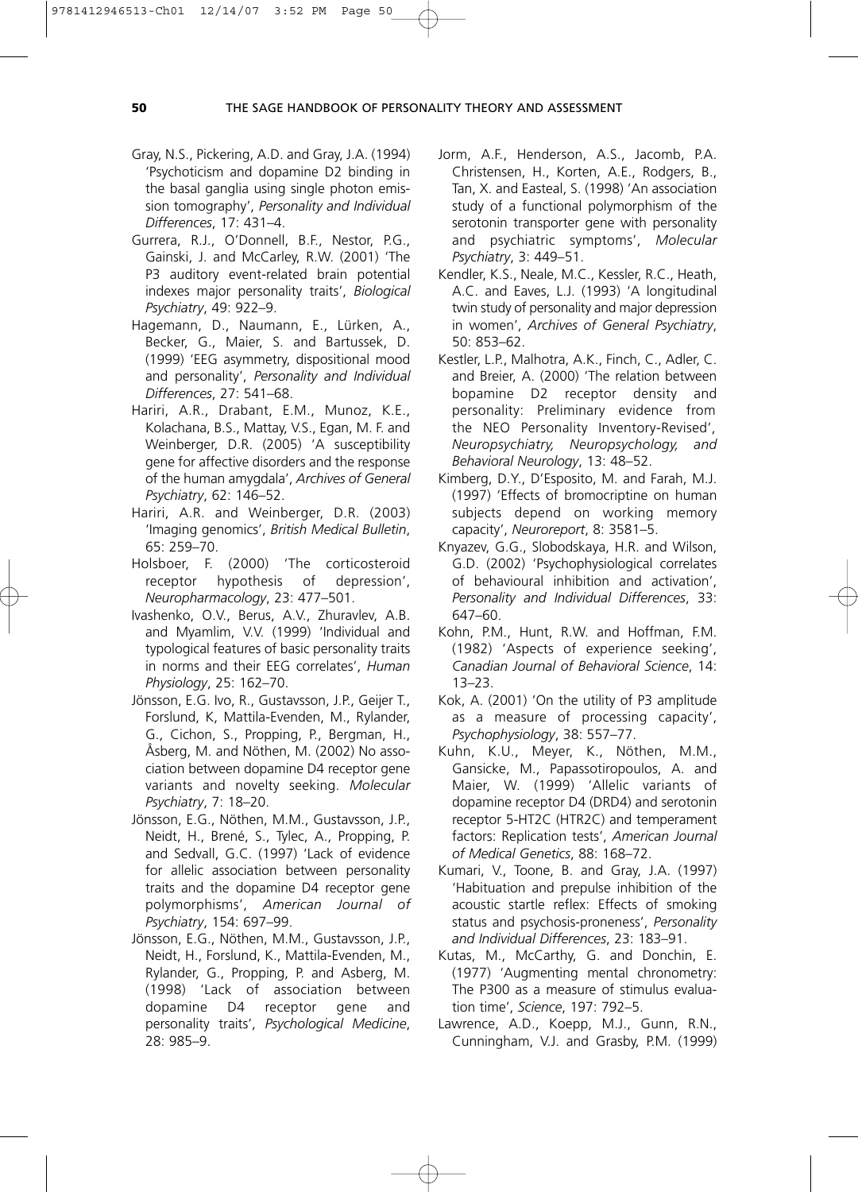Gray, N.S., Pickering, A.D. and Gray, J.A. (1994) 'Psychoticism and dopamine D2 binding in the basal ganglia using single photon emission tomography', *Personality and Individual Differences*, 17: 431–4.

Gurrera, R.J., O'Donnell, B.F., Nestor, P.G., Gainski, J. and McCarley, R.W. (2001) 'The P3 auditory event-related brain potential indexes major personality traits', *Biological Psychiatry*, 49: 922–9.

Hagemann, D., Naumann, E., Lürken, A., Becker, G., Maier, S. and Bartussek, D. (1999) 'EEG asymmetry, dispositional mood and personality', *Personality and Individual Differences*, 27: 541–68.

Hariri, A.R., Drabant, E.M., Munoz, K.E., Kolachana, B.S., Mattay, V.S., Egan, M. F. and Weinberger, D.R. (2005) 'A susceptibility gene for affective disorders and the response of the human amygdala', *Archives of General Psychiatry*, 62: 146–52.

Hariri, A.R. and Weinberger, D.R. (2003) 'Imaging genomics', *British Medical Bulletin*, 65: 259–70.

Holsboer, F. (2000) 'The corticosteroid receptor hypothesis of depression', *Neuropharmacology*, 23: 477–501.

Ivashenko, O.V., Berus, A.V., Zhuravlev, A.B. and Myamlim, V.V. (1999) 'Individual and typological features of basic personality traits in norms and their EEG correlates', *Human Physiology*, 25: 162–70.

Jönsson, E.G. Ivo, R., Gustavsson, J.P., Geijer T., Forslund, K, Mattila-Evenden, M., Rylander, G., Cichon, S., Propping, P., Bergman, H., Åsberg, M. and Nöthen, M. (2002) No association between dopamine D4 receptor gene variants and novelty seeking. *Molecular Psychiatry*, 7: 18–20.

Jönsson, E.G., Nöthen, M.M., Gustavsson, J.P., Neidt, H., Brené, S., Tylec, A., Propping, P. and Sedvall, G.C. (1997) 'Lack of evidence for allelic association between personality traits and the dopamine D4 receptor gene polymorphisms', *American Journal of Psychiatry*, 154: 697–99.

Jönsson, E.G., Nöthen, M.M., Gustavsson, J.P., Neidt, H., Forslund, K., Mattila-Evenden, M., Rylander, G., Propping, P. and Asberg, M. (1998) 'Lack of association between dopamine D4 receptor gene and personality traits', *Psychological Medicine*, 28: 985–9.

Jorm, A.F., Henderson, A.S., Jacomb, P.A. Christensen, H., Korten, A.E., Rodgers, B., Tan, X. and Easteal, S. (1998) 'An association study of a functional polymorphism of the serotonin transporter gene with personality and psychiatric symptoms', *Molecular Psychiatry*, 3: 449–51.

Kendler, K.S., Neale, M.C., Kessler, R.C., Heath, A.C. and Eaves, L.J. (1993) 'A longitudinal twin study of personality and major depression in women', *Archives of General Psychiatry*, 50: 853–62.

Kestler, L.P., Malhotra, A.K., Finch, C., Adler, C. and Breier, A. (2000) 'The relation between bopamine D2 receptor density and personality: Preliminary evidence from the NEO Personality Inventory-Revised', *Neuropsychiatry, Neuropsychology, and Behavioral Neurology*, 13: 48–52.

Kimberg, D.Y., D'Esposito, M. and Farah, M.J. (1997) 'Effects of bromocriptine on human subjects depend on working memory capacity', *Neuroreport*, 8: 3581–5.

Knyazev, G.G., Slobodskaya, H.R. and Wilson, G.D. (2002) 'Psychophysiological correlates of behavioural inhibition and activation', *Personality and Individual Differences*, 33: 647–60.

Kohn, P.M., Hunt, R.W. and Hoffman, F.M. (1982) 'Aspects of experience seeking', *Canadian Journal of Behavioral Science*, 14: 13–23.

Kok, A. (2001) 'On the utility of P3 amplitude as a measure of processing capacity', *Psychophysiology*, 38: 557–77.

Kuhn, K.U., Meyer, K., Nöthen, M.M., Gansicke, M., Papassotiropoulos, A. and Maier, W. (1999) 'Allelic variants of dopamine receptor D4 (DRD4) and serotonin receptor 5-HT2C (HTR2C) and temperament factors: Replication tests', *American Journal of Medical Genetics*, 88: 168–72.

Kumari, V., Toone, B. and Gray, J.A. (1997) 'Habituation and prepulse inhibition of the acoustic startle reflex: Effects of smoking status and psychosis-proneness', *Personality and Individual Differences*, 23: 183–91.

Kutas, M., McCarthy, G. and Donchin, E. (1977) 'Augmenting mental chronometry: The P300 as a measure of stimulus evaluation time', *Science*, 197: 792–5.

Lawrence, A.D., Koepp, M.J., Gunn, R.N., Cunningham, V.J. and Grasby, P.M. (1999)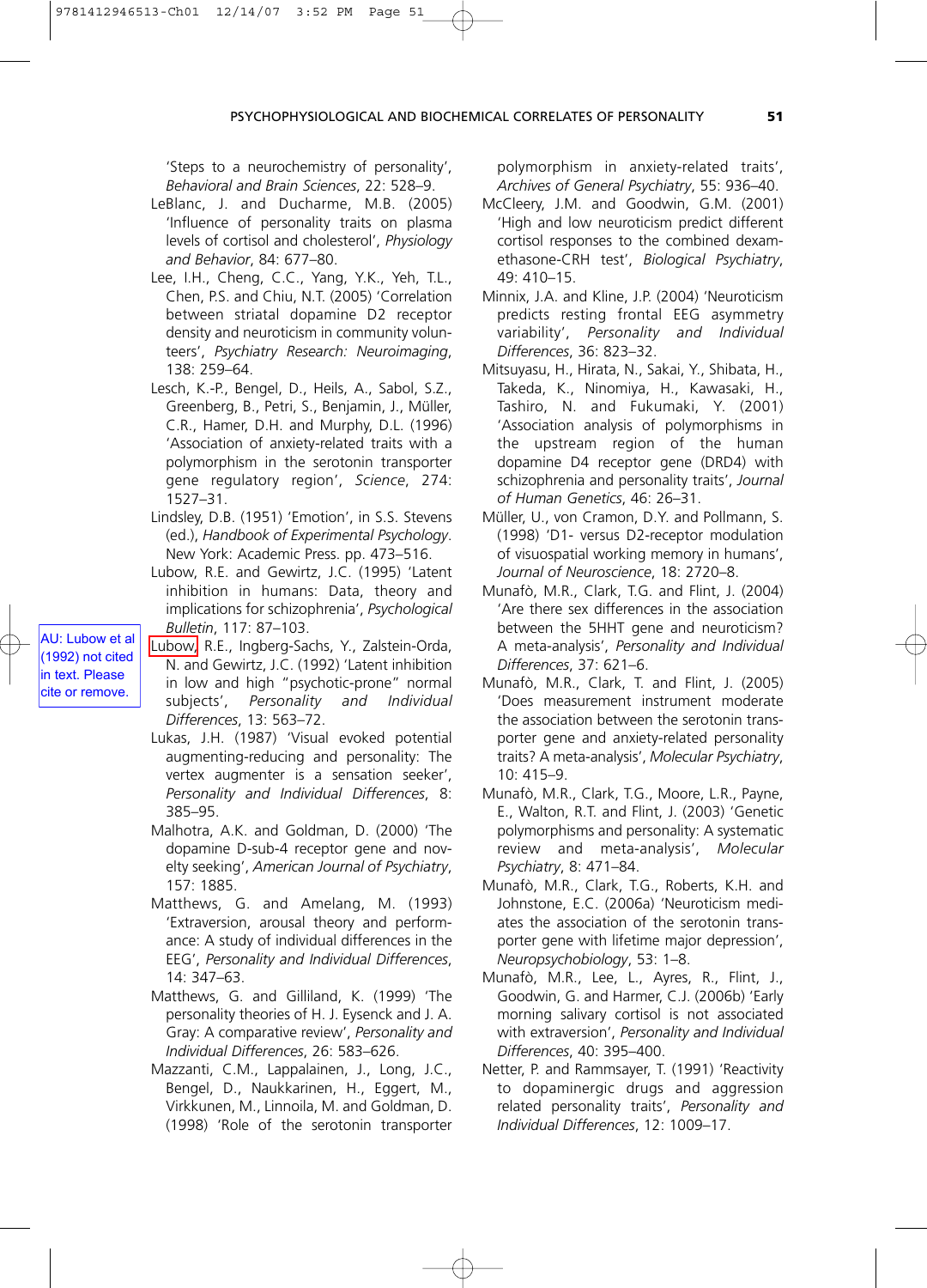'Steps to a neurochemistry of personality', *Behavioral and Brain Sciences*, 22: 528–9.

LeBlanc, J. and Ducharme, M.B. (2005) 'Influence of personality traits on plasma levels of cortisol and cholesterol', *Physiology and Behavior*, 84: 677–80.

Lee, I.H., Cheng, C.C., Yang, Y.K., Yeh, T.L., Chen, P.S. and Chiu, N.T. (2005) 'Correlation between striatal dopamine D2 receptor density and neuroticism in community volunteers', *Psychiatry Research: Neuroimaging*, 138: 259–64.

Lesch, K.-P., Bengel, D., Heils, A., Sabol, S.Z., Greenberg, B., Petri, S., Benjamin, J., Müller, C.R., Hamer, D.H. and Murphy, D.L. (1996) 'Association of anxiety-related traits with a polymorphism in the serotonin transporter gene regulatory region', *Science*, 274: 1527–31.

Lindsley, D.B. (1951) 'Emotion', in S.S. Stevens (ed.), *Handbook of Experimental Psychology*. New York: Academic Press. pp. 473–516.

Lubow, R.E. and Gewirtz, J.C. (1995) 'Latent inhibition in humans: Data, theory and implications for schizophrenia', *Psychological Bulletin*, 117: 87–103.

Lubow, R.E., Ingberg-Sachs, Y., Zalstein-Orda, N. and Gewirtz, J.C. (1992) 'Latent inhibition in low and high "psychotic-prone" normal subjects', *Personality and Individual Differences*, 13: 563–72.

AU: Lubow et al (1992) not cited in text. Please cite or remove.

Lukas, J.H. (1987) 'Visual evoked potential augmenting-reducing and personality: The vertex augmenter is a sensation seeker', *Personality and Individual Differences*, 8: 385–95.

Malhotra, A.K. and Goldman, D. (2000) 'The dopamine D-sub-4 receptor gene and novelty seeking', *American Journal of Psychiatry*, 157: 1885.

Matthews, G. and Amelang, M. (1993) 'Extraversion, arousal theory and performance: A study of individual differences in the EEG', *Personality and Individual Differences*, 14: 347–63.

Matthews, G. and Gilliland, K. (1999) 'The personality theories of H. J. Eysenck and J. A. Gray: A comparative review', *Personality and Individual Differences*, 26: 583–626.

Mazzanti, C.M., Lappalainen, J., Long, J.C., Bengel, D., Naukkarinen, H., Eggert, M., Virkkunen, M., Linnoila, M. and Goldman, D. (1998) 'Role of the serotonin transporter polymorphism in anxiety-related traits', *Archives of General Psychiatry*, 55: 936–40.

McCleery, J.M. and Goodwin, G.M. (2001) 'High and low neuroticism predict different cortisol responses to the combined dexamethasone-CRH test', *Biological Psychiatry*, 49: 410–15.

Minnix, J.A. and Kline, J.P. (2004) 'Neuroticism predicts resting frontal EEG asymmetry variability', *Personality and Individual Differences*, 36: 823–32.

Mitsuyasu, H., Hirata, N., Sakai, Y., Shibata, H., Takeda, K., Ninomiya, H., Kawasaki, H., Tashiro, N. and Fukumaki, Y. (2001) 'Association analysis of polymorphisms in the upstream region of the human dopamine D4 receptor gene (DRD4) with schizophrenia and personality traits', *Journal of Human Genetics*, 46: 26–31.

Müller, U., von Cramon, D.Y. and Pollmann, S. (1998) 'D1- versus D2-receptor modulation of visuospatial working memory in humans', *Journal of Neuroscience*, 18: 2720–8.

Munafò, M.R., Clark, T.G. and Flint, J. (2004) 'Are there sex differences in the association between the 5HHT gene and neuroticism? A meta-analysis', *Personality and Individual Differences*, 37: 621–6.

Munafò, M.R., Clark, T. and Flint, J. (2005) 'Does measurement instrument moderate the association between the serotonin transporter gene and anxiety-related personality traits? A meta-analysis', *Molecular Psychiatry*, 10: 415–9.

Munafò, M.R., Clark, T.G., Moore, L.R., Payne, E., Walton, R.T. and Flint, J. (2003) 'Genetic polymorphisms and personality: A systematic review and meta-analysis', *Molecular Psychiatry*, 8: 471–84.

Munafò, M.R., Clark, T.G., Roberts, K.H. and Johnstone, E.C. (2006a) 'Neuroticism mediates the association of the serotonin transporter gene with lifetime major depression', *Neuropsychobiology*, 53: 1–8.

Munafò, M.R., Lee, L., Ayres, R., Flint, J., Goodwin, G. and Harmer, C.J. (2006b) 'Early morning salivary cortisol is not associated with extraversion', *Personality and Individual Differences*, 40: 395–400.

Netter, P. and Rammsayer, T. (1991) 'Reactivity to dopaminergic drugs and aggression related personality traits', *Personality and Individual Differences*, 12: 1009–17.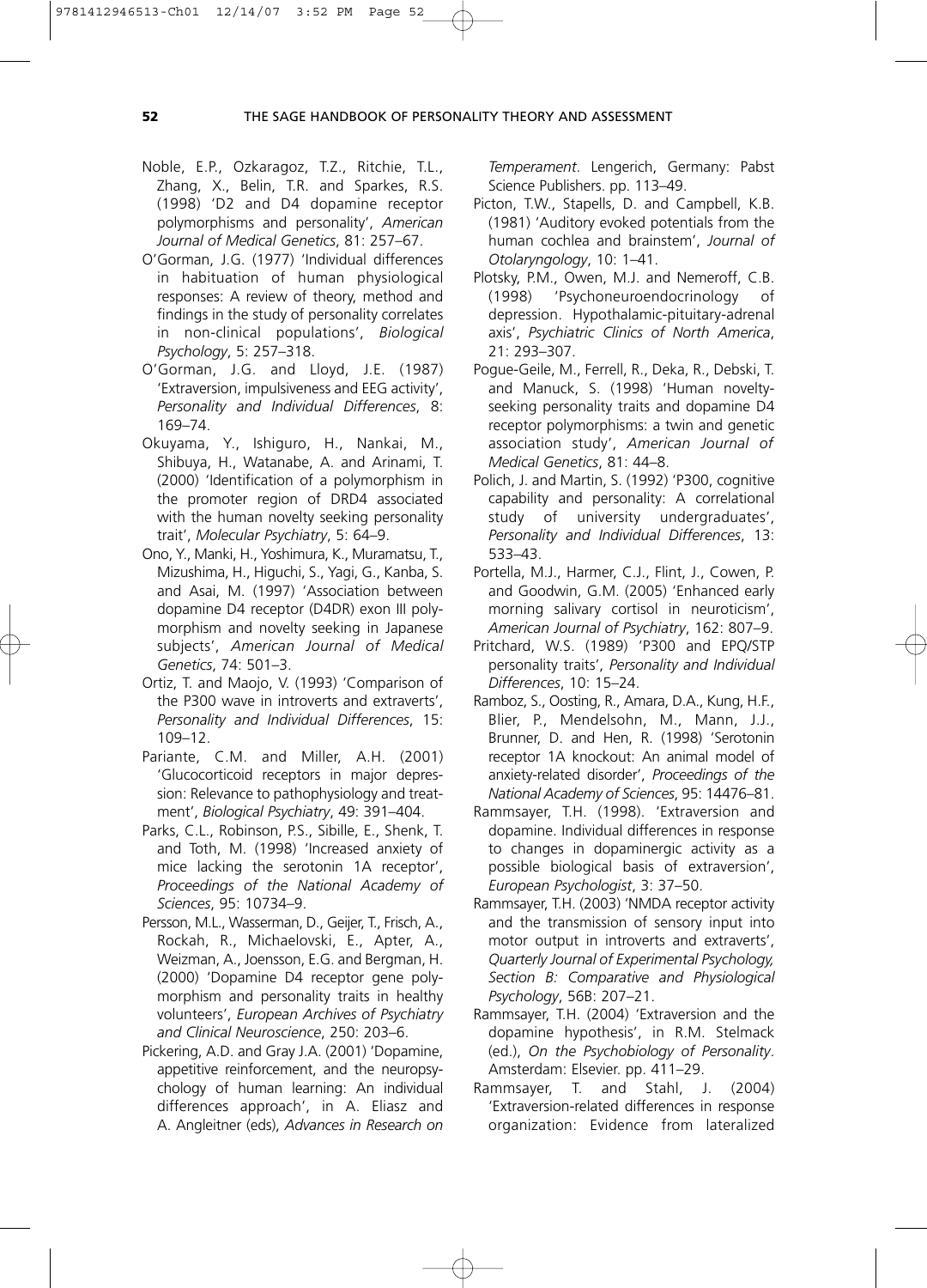Noble, E.P., Ozkaragoz, T.Z., Ritchie, T.L., Zhang, X., Belin, T.R. and Sparkes, R.S. (1998) 'D2 and D4 dopamine receptor polymorphisms and personality', *American Journal of Medical Genetics*, 81: 257–67.

O'Gorman, J.G. (1977) 'Individual differences in habituation of human physiological responses: A review of theory, method and findings in the study of personality correlates in non-clinical populations', *Biological Psychology*, 5: 257–318.

O'Gorman, J.G. and Lloyd, J.E. (1987) 'Extraversion, impulsiveness and EEG activity', *Personality and Individual Differences*, 8: 169–74.

Okuyama, Y., Ishiguro, H., Nankai, M., Shibuya, H., Watanabe, A. and Arinami, T. (2000) 'Identification of a polymorphism in the promoter region of DRD4 associated with the human novelty seeking personality trait', *Molecular Psychiatry*, 5: 64–9.

Ono, Y., Manki, H., Yoshimura, K., Muramatsu, T., Mizushima, H., Higuchi, S., Yagi, G., Kanba, S. and Asai, M. (1997) 'Association between dopamine D4 receptor (D4DR) exon III polymorphism and novelty seeking in Japanese subjects', *American Journal of Medical Genetics*, 74: 501–3.

Ortiz, T. and Maojo, V. (1993) 'Comparison of the P300 wave in introverts and extraverts', *Personality and Individual Differences*, 15: 109–12.

Pariante, C.M. and Miller, A.H. (2001) 'Glucocorticoid receptors in major depression: Relevance to pathophysiology and treatment', *Biological Psychiatry*, 49: 391–404.

Parks, C.L., Robinson, P.S., Sibille, E., Shenk, T. and Toth, M. (1998) 'Increased anxiety of mice lacking the serotonin 1A receptor', *Proceedings of the National Academy of Sciences*, 95: 10734–9.

Persson, M.L., Wasserman, D., Geijer, T., Frisch, A., Rockah, R., Michaelovski, E., Apter, A., Weizman, A., Joensson, E.G. and Bergman, H. (2000) 'Dopamine D4 receptor gene polymorphism and personality traits in healthy volunteers', *European Archives of Psychiatry and Clinical Neuroscience*, 250: 203–6.

Pickering, A.D. and Gray J.A. (2001) 'Dopamine, appetitive reinforcement, and the neuropsychology of human learning: An individual differences approach', in A. Eliasz and A. Angleitner (eds), *Advances in Research on Temperament*. Lengerich, Germany: Pabst Science Publishers. pp. 113–49.

Picton, T.W., Stapells, D. and Campbell, K.B. (1981) 'Auditory evoked potentials from the human cochlea and brainstem', *Journal of Otolaryngology*, 10: 1–41.

Plotsky, P.M., Owen, M.J. and Nemeroff, C.B. (1998) 'Psychoneuroendocrinology of depression. Hypothalamic-pituitary-adrenal axis', *Psychiatric Clinics of North America*, 21: 293–307.

Pogue-Geile, M., Ferrell, R., Deka, R., Debski, T. and Manuck, S. (1998) 'Human novelty-seeking personality traits and dopamine D4 receptor polymorphisms: a twin and genetic association study', *American Journal of Medical Genetics*, 81: 44–8.

Polich, J. and Martin, S. (1992) 'P300, cognitive capability and personality: A correlational study of university undergraduates', *Personality and Individual Differences*, 13: 533–43.

Portella, M.J., Harmer, C.J., Flint, J., Cowen, P. and Goodwin, G.M. (2005) 'Enhanced early morning salivary cortisol in neuroticism', *American Journal of Psychiatry*, 162: 807–9.

Pritchard, W.S. (1989) 'P300 and EPQ/STP personality traits', *Personality and Individual Differences*, 10: 15–24.

Ramboz, S., Oosting, R., Amara, D.A., Kung, H.F., Blier, P., Mendelsohn, M., Mann, J.J., Brunner, D. and Hen, R. (1998) 'Serotonin receptor 1A knockout: An animal model of anxiety-related disorder', *Proceedings of the National Academy of Sciences*, 95: 14476–81.

Rammsayer, T.H. (1998). 'Extraversion and dopamine. Individual differences in response to changes in dopaminergic activity as a possible biological basis of extraversion', *European Psychologist*, 3: 37–50.

Rammsayer, T.H. (2003) 'NMDA receptor activity and the transmission of sensory input into motor output in introverts and extraverts', *Quarterly Journal of Experimental Psychology, Section B: Comparative and Physiological Psychology*, 56B: 207–21.

Rammsayer, T.H. (2004) 'Extraversion and the dopamine hypothesis', in R.M. Stelmack (ed.), *On the Psychobiology of Personality*. Amsterdam: Elsevier. pp. 411–29.

Rammsayer, T. and Stahl, J. (2004) 'Extraversion-related differences in response organization: Evidence from lateralized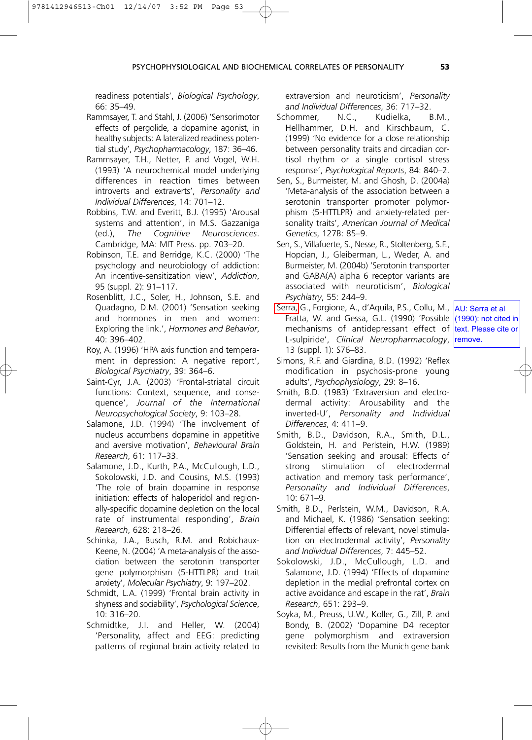readiness potentials', *Biological Psychology*, 66: 35–49.

Rammsayer, T. and Stahl, J. (2006) 'Sensorimotor effects of pergolide, a dopamine agonist, in healthy subjects: A lateralized readiness potential study', *Psychopharmacology*, 187: 36–46.

Rammsayer, T.H., Netter, P. and Vogel, W.H. (1993) 'A neurochemical model underlying differences in reaction times between introverts and extraverts', *Personality and Individual Differences*, 14: 701–12.

Robbins, T.W. and Everitt, B.J. (1995) 'Arousal systems and attention', in M.S. Gazzaniga (ed.), *The Cognitive Neurosciences*. Cambridge, MA: MIT Press. pp. 703–20.

Robinson, T.E. and Berridge, K.C. (2000) 'The psychology and neurobiology of addiction: An incentive-sensitization view', *Addiction*, 95 (suppl. 2): 91–117.

Rosenblitt, J.C., Soler, H., Johnson, S.E. and Quadagno, D.M. (2001) 'Sensation seeking and hormones in men and women: Exploring the link.', *Hormones and Behavior*, 40: 396–402.

Roy, A. (1996) 'HPA axis function and temperament in depression: A negative report', *Biological Psychiatry*, 39: 364–6.

Saint-Cyr, J.A. (2003) 'Frontal-striatal circuit functions: Context, sequence, and consequence', *Journal of the International Neuropsychological Society*, 9: 103–28.

Salamone, J.D. (1994) 'The involvement of nucleus accumbens dopamine in appetitive and aversive motivation', *Behavioural Brain Research*, 61: 117–33.

Salamone, J.D., Kurth, P.A., McCullough, L.D., Sokolowski, J.D. and Cousins, M.S. (1993) 'The role of brain dopamine in response initiation: effects of haloperidol and regionally-specific dopamine depletion on the local rate of instrumental responding', *Brain Research*, 628: 218–26.

Schinka, J.A., Busch, R.M. and Robichaux-Keene, N. (2004) 'A meta-analysis of the association between the serotonin transporter gene polymorphism (5-HTTLPR) and trait anxiety', *Molecular Psychiatry*, 9: 197–202.

Schmidt, L.A. (1999) 'Frontal brain activity in shyness and sociability', *Psychological Science*, 10: 316–20.

Schmidtke, J.I. and Heller, W. (2004) 'Personality, affect and EEG: predicting patterns of regional brain activity related to extraversion and neuroticism', *Personality and Individual Differences*, 36: 717–32.

Schommer, N.C., Kudielka, B.M., Hellhammer, D.H. and Kirschbaum, C. (1999) 'No evidence for a close relationship between personality traits and circadian cortisol rhythm or a single cortisol stress response', *Psychological Reports*, 84: 840–2.

Sen, S., Burmeister, M. and Ghosh, D. (2004a) 'Meta-analysis of the association between a serotonin transporter promoter polymorphism (5-HTTLPR) and anxiety-related personality traits', *American Journal of Medical Genetics*, 127B: 85–9.

Sen, S., Villafuerte, S., Nesse, R., Stoltenberg, S.F., Hopcian, J., Gleiberman, L., Weder, A. and Burmeister, M. (2004b) 'Serotonin transporter and GABA(A) alpha 6 receptor variants are associated with neuroticism', *Biological Psychiatry*, 55: 244–9.

Serra, G., Forgione, A., d'Aquila, P.S., Collu, M., Fratta, W. and Gessa, G.L. (1990) 'Possible mechanisms of antidepressant effect of L-sulpiride', *Clinical Neuropharmacology*, 13 (suppl. 1): S76–83.

AU: Serra et al (1990): not cited in text. Please cite or remove.

Simons, R.F. and Giardina, B.D. (1992) 'Reflex modification in psychosis-prone young adults', *Psychophysiology*, 29: 8–16.

Smith, B.D. (1983) 'Extraversion and electrodermal activity: Arousability and the inverted-U', *Personality and Individual Differences*, 4: 411–9.

Smith, B.D., Davidson, R.A., Smith, D.L., Goldstein, H. and Perlstein, H.W. (1989) 'Sensation seeking and arousal: Effects of strong stimulation of electrodermal activation and memory task performance', *Personality and Individual Differences*, 10: 671–9.

Smith, B.D., Perlstein, W.M., Davidson, R.A. and Michael, K. (1986) 'Sensation seeking: Differential effects of relevant, novel stimulation on electrodermal activity', *Personality and Individual Differences*, 7: 445–52.

Sokolowski, J.D., McCullough, L.D. and Salamone, J.D. (1994) 'Effects of dopamine depletion in the medial prefrontal cortex on active avoidance and escape in the rat', *Brain Research*, 651: 293–9.

Soyka, M., Preuss, U.W., Koller, G., Zill, P. and Bondy, B. (2002) 'Dopamine D4 receptor gene polymorphism and extraversion revisited: Results from the Munich gene bank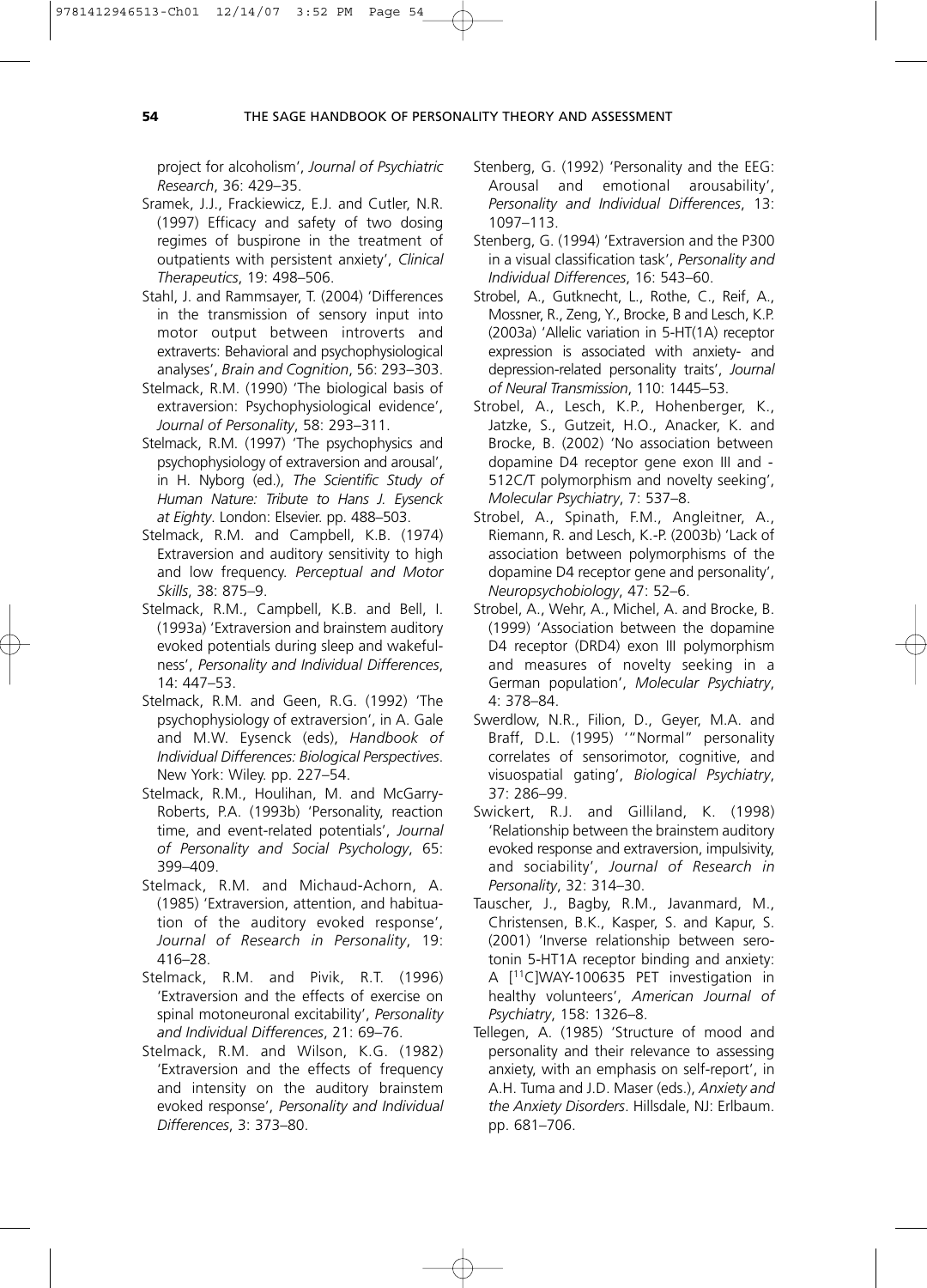project for alcoholism', *Journal of Psychiatric Research*, 36: 429–35.

Sramek, J.J., Frackiewicz, E.J. and Cutler, N.R. (1997) Efficacy and safety of two dosing regimes of buspirone in the treatment of outpatients with persistent anxiety', *Clinical Therapeutics*, 19: 498–506.

Stahl, J. and Rammsayer, T. (2004) 'Differences in the transmission of sensory input into motor output between introverts and extraverts: Behavioral and psychophysiological analyses', *Brain and Cognition*, 56: 293–303.

Stelmack, R.M. (1990) 'The biological basis of extraversion: Psychophysiological evidence', *Journal of Personality*, 58: 293–311.

Stelmack, R.M. (1997) 'The psychophysics and psychophysiology of extraversion and arousal', in H. Nyborg (ed.), *The Scientific Study of Human Nature: Tribute to Hans J. Eysenck at Eighty*. London: Elsevier. pp. 488–503.

Stelmack, R.M. and Campbell, K.B. (1974) Extraversion and auditory sensitivity to high and low frequency. *Perceptual and Motor Skills*, 38: 875–9.

Stelmack, R.M., Campbell, K.B. and Bell, I. (1993a) 'Extraversion and brainstem auditory evoked potentials during sleep and wakefulness', *Personality and Individual Differences*, 14: 447–53.

Stelmack, R.M. and Geen, R.G. (1992) 'The psychophysiology of extraversion', in A. Gale and M.W. Eysenck (eds), *Handbook of Individual Differences: Biological Perspectives*. New York: Wiley. pp. 227–54.

Stelmack, R.M., Houlihan, M. and McGarry-Roberts, P.A. (1993b) 'Personality, reaction time, and event-related potentials', *Journal of Personality and Social Psychology*, 65: 399–409.

Stelmack, R.M. and Michaud-Achorn, A. (1985) 'Extraversion, attention, and habituation of the auditory evoked response', *Journal of Research in Personality*, 19: 416–28.

Stelmack, R.M. and Pivik, R.T. (1996) 'Extraversion and the effects of exercise on spinal motoneuronal excitability', *Personality and Individual Differences*, 21: 69–76.

Stelmack, R.M. and Wilson, K.G. (1982) 'Extraversion and the effects of frequency and intensity on the auditory brainstem evoked response', *Personality and Individual Differences*, 3: 373–80.

Stenberg, G. (1992) 'Personality and the EEG: Arousal and emotional arousability', *Personality and Individual Differences*, 13: 1097–113.

Stenberg, G. (1994) 'Extraversion and the P300 in a visual classification task', *Personality and Individual Differences*, 16: 543–60.

Strobel, A., Gutknecht, L., Rothe, C., Reif, A., Mossner, R., Zeng, Y., Brocke, B and Lesch, K.P. (2003a) 'Allelic variation in 5-HT(1A) receptor expression is associated with anxiety- and depression-related personality traits', *Journal of Neural Transmission*, 110: 1445–53.

Strobel, A., Lesch, K.P., Hohenberger, K., Jatzke, S., Gutzeit, H.O., Anacker, K. and Brocke, B. (2002) 'No association between dopamine D4 receptor gene exon III and -512C/T polymorphism and novelty seeking', *Molecular Psychiatry*, 7: 537–8.

Strobel, A., Spinath, F.M., Angleitner, A., Riemann, R. and Lesch, K.-P. (2003b) 'Lack of association between polymorphisms of the dopamine D4 receptor gene and personality', *Neuropsychobiology*, 47: 52–6.

Strobel, A., Wehr, A., Michel, A. and Brocke, B. (1999) 'Association between the dopamine D4 receptor (DRD4) exon III polymorphism and measures of novelty seeking in a German population', *Molecular Psychiatry*, 4: 378–84.

Swerdlow, N.R., Filion, D., Geyer, M.A. and Braff, D.L. (1995) '"Normal" personality correlates of sensorimotor, cognitive, and visuospatial gating', *Biological Psychiatry*, 37: 286–99.

Swickert, R.J. and Gilliland, K. (1998) 'Relationship between the brainstem auditory evoked response and extraversion, impulsivity, and sociability', *Journal of Research in Personality*, 32: 314–30.

Tauscher, J., Bagby, R.M., Javanmard, M., Christensen, B.K., Kasper, S. and Kapur, S. (2001) 'Inverse relationship between serotonin 5-HT1A receptor binding and anxiety: A [$^{11}$C]WAY-100635 PET investigation in healthy volunteers', *American Journal of Psychiatry*, 158: 1326–8.

Tellegen, A. (1985) 'Structure of mood and personality and their relevance to assessing anxiety, with an emphasis on self-report', in A.H. Tuma and J.D. Maser (eds.), *Anxiety and the Anxiety Disorders*. Hillsdale, NJ: Erlbaum. pp. 681–706.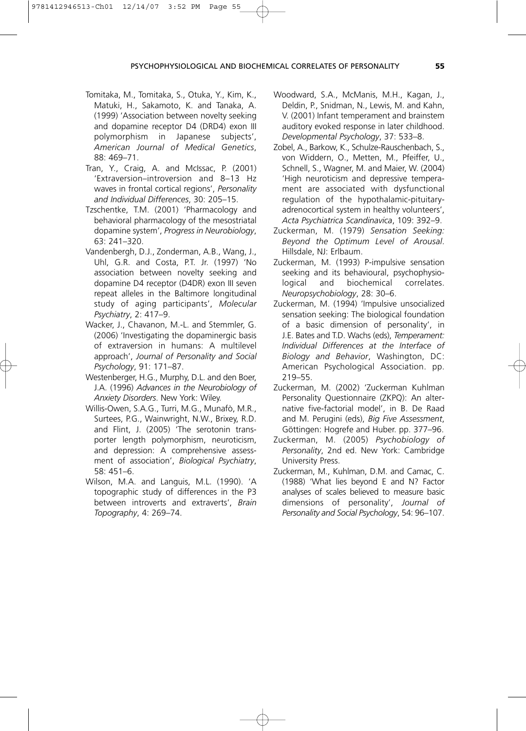Tomitaka, M., Tomitaka, S., Otuka, Y., Kim, K., Matuki, H., Sakamoto, K. and Tanaka, A. (1999) 'Association between novelty seeking and dopamine receptor D4 (DRD4) exon III polymorphism in Japanese subjects', *American Journal of Medical Genetics*, 88: 469–71.

Tran, Y., Craig, A. and McIssac, P. (2001) 'Extraversion–introversion and 8–13 Hz waves in frontal cortical regions', *Personality and Individual Differences*, 30: 205–15.

Tzschentke, T.M. (2001) 'Pharmacology and behavioral pharmacology of the mesostriatal dopamine system', *Progress in Neurobiology*, 63: 241–320.

Vandenbergh, D.J., Zonderman, A.B., Wang, J., Uhl, G.R. and Costa, P.T. Jr. (1997) 'No association between novelty seeking and dopamine D4 receptor (D4DR) exon III seven repeat alleles in the Baltimore longitudinal study of aging participants', *Molecular Psychiatry*, 2: 417–9.

Wacker, J., Chavanon, M.-L. and Stemmler, G. (2006) 'Investigating the dopaminergic basis of extraversion in humans: A multilevel approach', *Journal of Personality and Social Psychology*, 91: 171–87.

Westenberger, H.G., Murphy, D.L. and den Boer, J.A. (1996) *Advances in the Neurobiology of Anxiety Disorders*. New York: Wiley.

Willis-Owen, S.A.G., Turri, M.G., Munafò, M.R., Surtees, P.G., Wainwright, N.W., Brixey, R.D. and Flint, J. (2005) 'The serotonin transporter length polymorphism, neuroticism, and depression: A comprehensive assessment of association', *Biological Psychiatry*, 58: 451–6.

Wilson, M.A. and Languis, M.L. (1990). 'A topographic study of differences in the P3 between introverts and extraverts', *Brain Topography*, 4: 269–74.

Woodward, S.A., McManis, M.H., Kagan, J., Deldin, P., Snidman, N., Lewis, M. and Kahn, V. (2001) Infant temperament and brainstem auditory evoked response in later childhood. *Developmental Psychology*, 37: 533–8.

Zobel, A., Barkow, K., Schulze-Rauschenbach, S., von Widdern, O., Metten, M., Pfeiffer, U., Schnell, S., Wagner, M. and Maier, W. (2004) 'High neuroticism and depressive temperament are associated with dysfunctional regulation of the hypothalamic-pituitary-adrenocortical system in healthy volunteers', *Acta Psychiatrica Scandinavica*, 109: 392–9.

Zuckerman, M. (1979) *Sensation Seeking: Beyond the Optimum Level of Arousal*. Hillsdale, NJ: Erlbaum.

Zuckerman, M. (1993) P-impulsive sensation seeking and its behavioural, psychophysiological and biochemical correlates. *Neuropsychobiology*, 28: 30–6.

Zuckerman, M. (1994) 'Impulsive unsocialized sensation seeking: The biological foundation of a basic dimension of personality', in J.E. Bates and T.D. Wachs (eds), *Temperament: Individual Differences at the Interface of Biology and Behavior*, Washington, DC: American Psychological Association. pp. 219–55.

Zuckerman, M. (2002) 'Zuckerman Kuhlman Personality Questionnaire (ZKPQ): An alternative five-factorial model', in B. De Raad and M. Perugini (eds), *Big Five Assessment*, Göttingen: Hogrefe and Huber. pp. 377–96.

Zuckerman, M. (2005) *Psychobiology of Personality*, 2nd ed. New York: Cambridge University Press.

Zuckerman, M., Kuhlman, D.M. and Camac, C. (1988) 'What lies beyond E and N? Factor analyses of scales believed to measure basic dimensions of personality', *Journal of Personality and Social Psychology*, 54: 96–107.